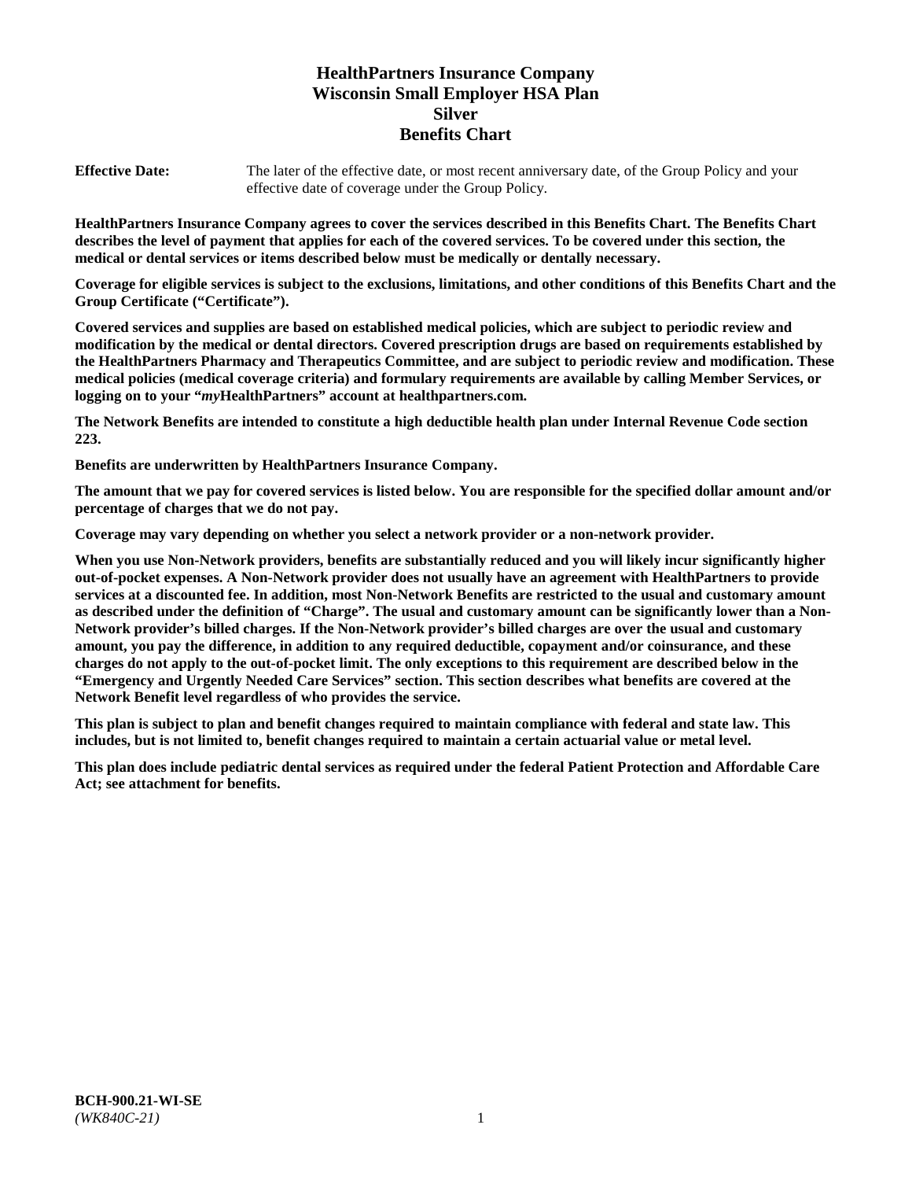# HealthPartners Insurance Company
# Wisconsin Small Employer HSA Plan
# Silver
# Benefits Chart

**Effective Date:** The later of the effective date, or most recent anniversary date, of the Group Policy and your effective date of coverage under the Group Policy.

**HealthPartners Insurance Company agrees to cover the services described in this Benefits Chart. The Benefits Chart describes the level of payment that applies for each of the covered services. To be covered under this section, the medical or dental services or items described below must be medically or dentally necessary.**

**Coverage for eligible services is subject to the exclusions, limitations, and other conditions of this Benefits Chart and the Group Certificate ("Certificate").**

**Covered services and supplies are based on established medical policies, which are subject to periodic review and modification by the medical or dental directors. Covered prescription drugs are based on requirements established by the HealthPartners Pharmacy and Therapeutics Committee, and are subject to periodic review and modification. These medical policies (medical coverage criteria) and formulary requirements are available by calling Member Services, or logging on to your "*my*HealthPartners" account at healthpartners.com.**

**The Network Benefits are intended to constitute a high deductible health plan under Internal Revenue Code section 223.**

**Benefits are underwritten by HealthPartners Insurance Company.**

**The amount that we pay for covered services is listed below. You are responsible for the specified dollar amount and/or percentage of charges that we do not pay.**

**Coverage may vary depending on whether you select a network provider or a non-network provider.**

**When you use Non-Network providers, benefits are substantially reduced and you will likely incur significantly higher out-of-pocket expenses. A Non-Network provider does not usually have an agreement with HealthPartners to provide services at a discounted fee. In addition, most Non-Network Benefits are restricted to the usual and customary amount as described under the definition of "Charge". The usual and customary amount can be significantly lower than a Non-Network provider's billed charges. If the Non-Network provider's billed charges are over the usual and customary amount, you pay the difference, in addition to any required deductible, copayment and/or coinsurance, and these charges do not apply to the out-of-pocket limit. The only exceptions to this requirement are described below in the "Emergency and Urgently Needed Care Services" section. This section describes what benefits are covered at the Network Benefit level regardless of who provides the service.**

**This plan is subject to plan and benefit changes required to maintain compliance with federal and state law. This includes, but is not limited to, benefit changes required to maintain a certain actuarial value or metal level.**

**This plan does include pediatric dental services as required under the federal Patient Protection and Affordable Care Act; see attachment for benefits.**

**BCH-900.21-WI-SE**
*(WK840C-21)*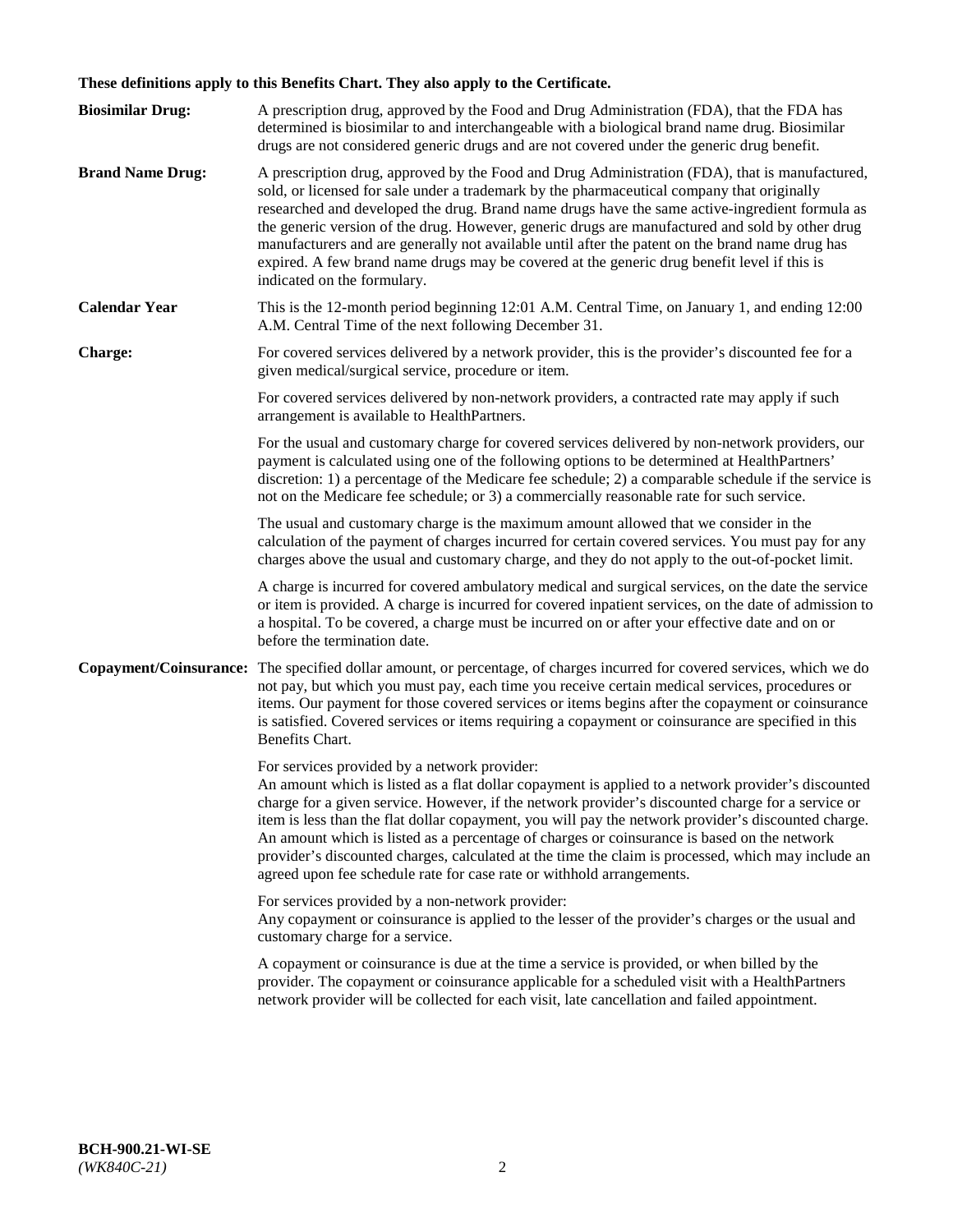**These definitions apply to this Benefits Chart. They also apply to the Certificate.**

**Biosimilar Drug:** A prescription drug, approved by the Food and Drug Administration (FDA), that the FDA has determined is biosimilar to and interchangeable with a biological brand name drug. Biosimilar drugs are not considered generic drugs and are not covered under the generic drug benefit.

**Brand Name Drug:** A prescription drug, approved by the Food and Drug Administration (FDA), that is manufactured, sold, or licensed for sale under a trademark by the pharmaceutical company that originally researched and developed the drug. Brand name drugs have the same active-ingredient formula as the generic version of the drug. However, generic drugs are manufactured and sold by other drug manufacturers and are generally not available until after the patent on the brand name drug has expired. A few brand name drugs may be covered at the generic drug benefit level if this is indicated on the formulary.

**Calendar Year** This is the 12-month period beginning 12:01 A.M. Central Time, on January 1, and ending 12:00 A.M. Central Time of the next following December 31.

**Charge:** For covered services delivered by a network provider, this is the provider's discounted fee for a given medical/surgical service, procedure or item.

For covered services delivered by non-network providers, a contracted rate may apply if such arrangement is available to HealthPartners.

For the usual and customary charge for covered services delivered by non-network providers, our payment is calculated using one of the following options to be determined at HealthPartners' discretion: 1) a percentage of the Medicare fee schedule; 2) a comparable schedule if the service is not on the Medicare fee schedule; or 3) a commercially reasonable rate for such service.

The usual and customary charge is the maximum amount allowed that we consider in the calculation of the payment of charges incurred for certain covered services. You must pay for any charges above the usual and customary charge, and they do not apply to the out-of-pocket limit.

A charge is incurred for covered ambulatory medical and surgical services, on the date the service or item is provided. A charge is incurred for covered inpatient services, on the date of admission to a hospital. To be covered, a charge must be incurred on or after your effective date and on or before the termination date.

**Copayment/Coinsurance:** The specified dollar amount, or percentage, of charges incurred for covered services, which we do not pay, but which you must pay, each time you receive certain medical services, procedures or items. Our payment for those covered services or items begins after the copayment or coinsurance is satisfied. Covered services or items requiring a copayment or coinsurance are specified in this Benefits Chart.

For services provided by a network provider:
An amount which is listed as a flat dollar copayment is applied to a network provider's discounted charge for a given service. However, if the network provider's discounted charge for a service or item is less than the flat dollar copayment, you will pay the network provider's discounted charge. An amount which is listed as a percentage of charges or coinsurance is based on the network provider's discounted charges, calculated at the time the claim is processed, which may include an agreed upon fee schedule rate for case rate or withhold arrangements.

For services provided by a non-network provider:
Any copayment or coinsurance is applied to the lesser of the provider's charges or the usual and customary charge for a service.

A copayment or coinsurance is due at the time a service is provided, or when billed by the provider. The copayment or coinsurance applicable for a scheduled visit with a HealthPartners network provider will be collected for each visit, late cancellation and failed appointment.

**BCH-900.21-WI-SE**
*(WK840C-21)*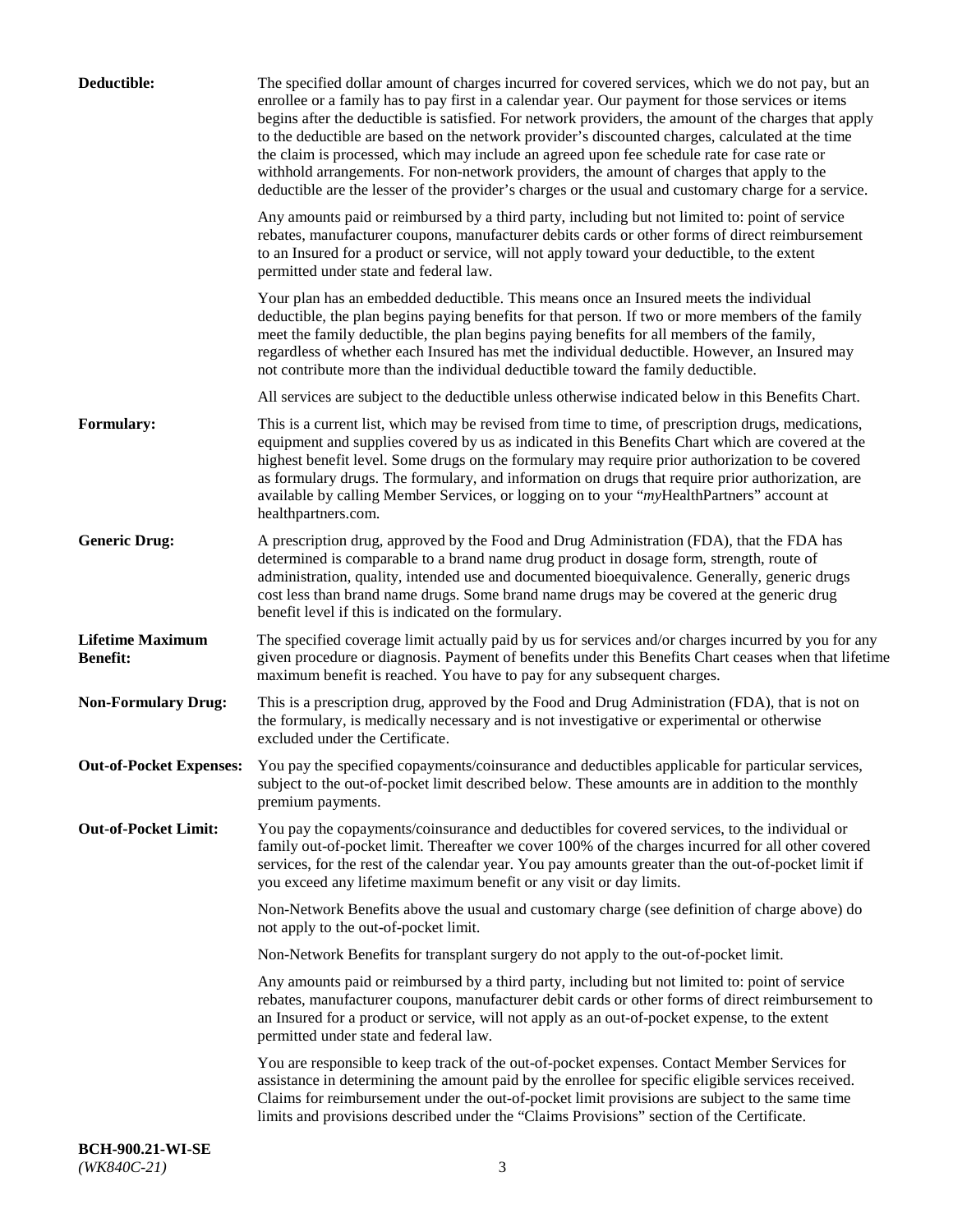**Deductible:** The specified dollar amount of charges incurred for covered services, which we do not pay, but an enrollee or a family has to pay first in a calendar year. Our payment for those services or items begins after the deductible is satisfied. For network providers, the amount of the charges that apply to the deductible are based on the network provider's discounted charges, calculated at the time the claim is processed, which may include an agreed upon fee schedule rate for case rate or withhold arrangements. For non-network providers, the amount of charges that apply to the deductible are the lesser of the provider's charges or the usual and customary charge for a service.

Any amounts paid or reimbursed by a third party, including but not limited to: point of service rebates, manufacturer coupons, manufacturer debits cards or other forms of direct reimbursement to an Insured for a product or service, will not apply toward your deductible, to the extent permitted under state and federal law.

Your plan has an embedded deductible. This means once an Insured meets the individual deductible, the plan begins paying benefits for that person. If two or more members of the family meet the family deductible, the plan begins paying benefits for all members of the family, regardless of whether each Insured has met the individual deductible. However, an Insured may not contribute more than the individual deductible toward the family deductible.

All services are subject to the deductible unless otherwise indicated below in this Benefits Chart.

**Formulary:** This is a current list, which may be revised from time to time, of prescription drugs, medications, equipment and supplies covered by us as indicated in this Benefits Chart which are covered at the highest benefit level. Some drugs on the formulary may require prior authorization to be covered as formulary drugs. The formulary, and information on drugs that require prior authorization, are available by calling Member Services, or logging on to your "*my*HealthPartners" account at healthpartners.com.

**Generic Drug:** A prescription drug, approved by the Food and Drug Administration (FDA), that the FDA has determined is comparable to a brand name drug product in dosage form, strength, route of administration, quality, intended use and documented bioequivalence. Generally, generic drugs cost less than brand name drugs. Some brand name drugs may be covered at the generic drug benefit level if this is indicated on the formulary.

**Lifetime Maximum Benefit:** The specified coverage limit actually paid by us for services and/or charges incurred by you for any given procedure or diagnosis. Payment of benefits under this Benefits Chart ceases when that lifetime maximum benefit is reached. You have to pay for any subsequent charges.

**Non-Formulary Drug:** This is a prescription drug, approved by the Food and Drug Administration (FDA), that is not on the formulary, is medically necessary and is not investigative or experimental or otherwise excluded under the Certificate.

**Out-of-Pocket Expenses:** You pay the specified copayments/coinsurance and deductibles applicable for particular services, subject to the out-of-pocket limit described below. These amounts are in addition to the monthly premium payments.

**Out-of-Pocket Limit:** You pay the copayments/coinsurance and deductibles for covered services, to the individual or family out-of-pocket limit. Thereafter we cover 100% of the charges incurred for all other covered services, for the rest of the calendar year. You pay amounts greater than the out-of-pocket limit if you exceed any lifetime maximum benefit or any visit or day limits.

Non-Network Benefits above the usual and customary charge (see definition of charge above) do not apply to the out-of-pocket limit.

Non-Network Benefits for transplant surgery do not apply to the out-of-pocket limit.

Any amounts paid or reimbursed by a third party, including but not limited to: point of service rebates, manufacturer coupons, manufacturer debit cards or other forms of direct reimbursement to an Insured for a product or service, will not apply as an out-of-pocket expense, to the extent permitted under state and federal law.

You are responsible to keep track of the out-of-pocket expenses. Contact Member Services for assistance in determining the amount paid by the enrollee for specific eligible services received. Claims for reimbursement under the out-of-pocket limit provisions are subject to the same time limits and provisions described under the "Claims Provisions" section of the Certificate.

**BCH-900.21-WI-SE**
*(WK840C-21)*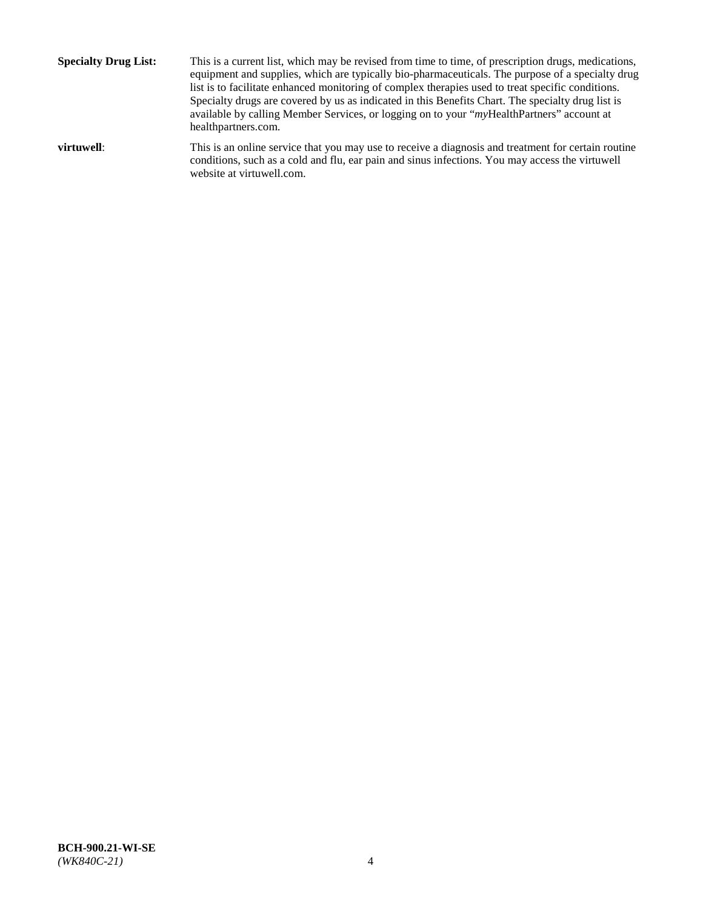**Specialty Drug List:** This is a current list, which may be revised from time to time, of prescription drugs, medications, equipment and supplies, which are typically bio-pharmaceuticals. The purpose of a specialty drug list is to facilitate enhanced monitoring of complex therapies used to treat specific conditions. Specialty drugs are covered by us as indicated in this Benefits Chart. The specialty drug list is available by calling Member Services, or logging on to your "*my*HealthPartners" account at healthpartners.com.

**virtuwell**: This is an online service that you may use to receive a diagnosis and treatment for certain routine conditions, such as a cold and flu, ear pain and sinus infections. You may access the virtuwell website at virtuwell.com.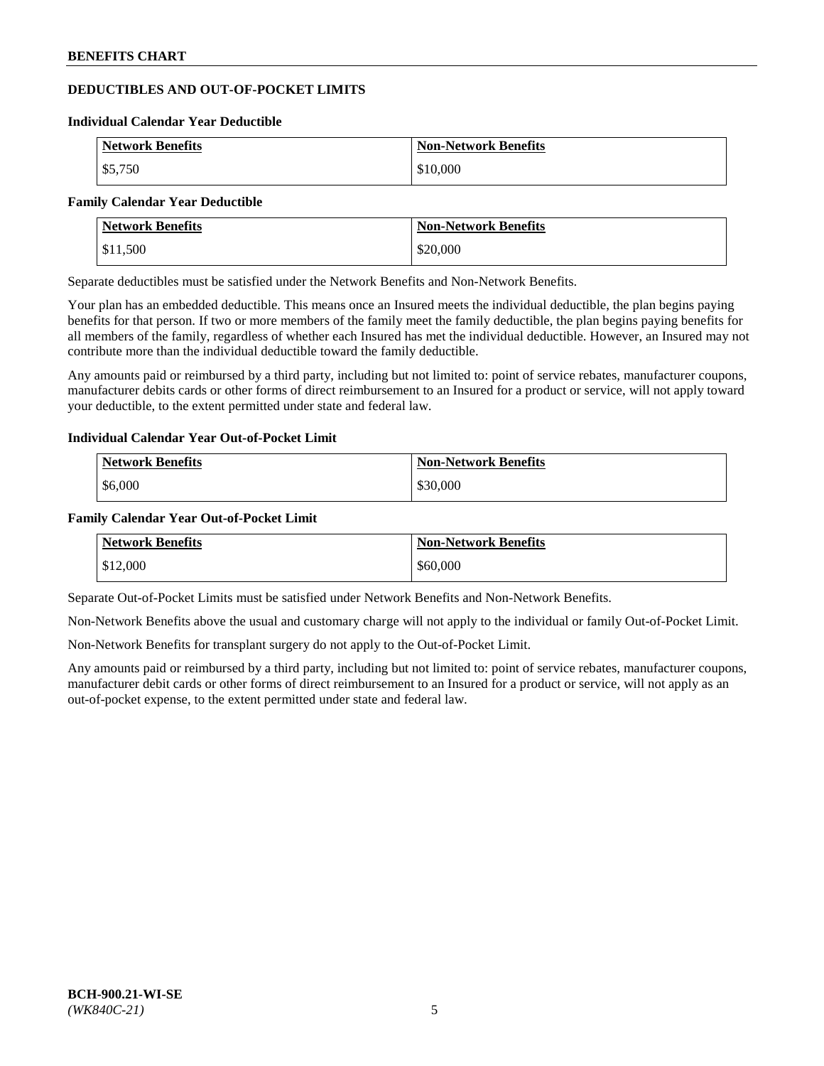## DEDUCTIBLES AND OUT-OF-POCKET LIMITS

### Individual Calendar Year Deductible

| Network Benefits | Non-Network Benefits |
|---|---|
| $5,750 | $10,000 |

### Family Calendar Year Deductible

| Network Benefits | Non-Network Benefits |
|---|---|
| $11,500 | $20,000 |

Separate deductibles must be satisfied under the Network Benefits and Non-Network Benefits.

Your plan has an embedded deductible. This means once an Insured meets the individual deductible, the plan begins paying benefits for that person. If two or more members of the family meet the family deductible, the plan begins paying benefits for all members of the family, regardless of whether each Insured has met the individual deductible. However, an Insured may not contribute more than the individual deductible toward the family deductible.

Any amounts paid or reimbursed by a third party, including but not limited to: point of service rebates, manufacturer coupons, manufacturer debits cards or other forms of direct reimbursement to an Insured for a product or service, will not apply toward your deductible, to the extent permitted under state and federal law.

### Individual Calendar Year Out-of-Pocket Limit

| Network Benefits | Non-Network Benefits |
|---|---|
| $6,000 | $30,000 |

### Family Calendar Year Out-of-Pocket Limit

| Network Benefits | Non-Network Benefits |
|---|---|
| $12,000 | $60,000 |

Separate Out-of-Pocket Limits must be satisfied under Network Benefits and Non-Network Benefits.

Non-Network Benefits above the usual and customary charge will not apply to the individual or family Out-of-Pocket Limit.

Non-Network Benefits for transplant surgery do not apply to the Out-of-Pocket Limit.

Any amounts paid or reimbursed by a third party, including but not limited to: point of service rebates, manufacturer coupons, manufacturer debit cards or other forms of direct reimbursement to an Insured for a product or service, will not apply as an out-of-pocket expense, to the extent permitted under state and federal law.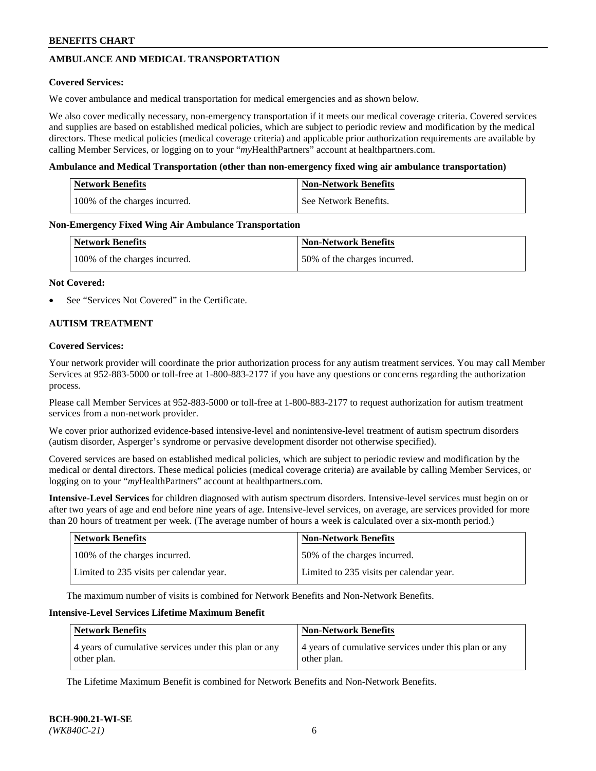## AMBULANCE AND MEDICAL TRANSPORTATION

**Covered Services:**

We cover ambulance and medical transportation for medical emergencies and as shown below.

We also cover medically necessary, non-emergency transportation if it meets our medical coverage criteria. Covered services and supplies are based on established medical policies, which are subject to periodic review and modification by the medical directors. These medical policies (medical coverage criteria) and applicable prior authorization requirements are available by calling Member Services, or logging on to your "*my*HealthPartners" account at healthpartners.com.

**Ambulance and Medical Transportation (other than non-emergency fixed wing air ambulance transportation)**

| Network Benefits | Non-Network Benefits |
|---|---|
| 100% of the charges incurred. | See Network Benefits. |

**Non-Emergency Fixed Wing Air Ambulance Transportation**

| Network Benefits | Non-Network Benefits |
|---|---|
| 100% of the charges incurred. | 50% of the charges incurred. |

**Not Covered:**

- See "Services Not Covered" in the Certificate.

## AUTISM TREATMENT

**Covered Services:**

Your network provider will coordinate the prior authorization process for any autism treatment services. You may call Member Services at 952-883-5000 or toll-free at 1-800-883-2177 if you have any questions or concerns regarding the authorization process.

Please call Member Services at 952-883-5000 or toll-free at 1-800-883-2177 to request authorization for autism treatment services from a non-network provider.

We cover prior authorized evidence-based intensive-level and nonintensive-level treatment of autism spectrum disorders (autism disorder, Asperger's syndrome or pervasive development disorder not otherwise specified).

Covered services are based on established medical policies, which are subject to periodic review and modification by the medical or dental directors. These medical policies (medical coverage criteria) are available by calling Member Services, or logging on to your "*my*HealthPartners" account at healthpartners.com.

**Intensive-Level Services** for children diagnosed with autism spectrum disorders. Intensive-level services must begin on or after two years of age and end before nine years of age. Intensive-level services, on average, are services provided for more than 20 hours of treatment per week. (The average number of hours a week is calculated over a six-month period.)

| Network Benefits | Non-Network Benefits |
|---|---|
| 100% of the charges incurred. | 50% of the charges incurred. |
| Limited to 235 visits per calendar year. | Limited to 235 visits per calendar year. |

The maximum number of visits is combined for Network Benefits and Non-Network Benefits.

**Intensive-Level Services Lifetime Maximum Benefit**

| Network Benefits | Non-Network Benefits |
|---|---|
| 4 years of cumulative services under this plan or any other plan. | 4 years of cumulative services under this plan or any other plan. |

The Lifetime Maximum Benefit is combined for Network Benefits and Non-Network Benefits.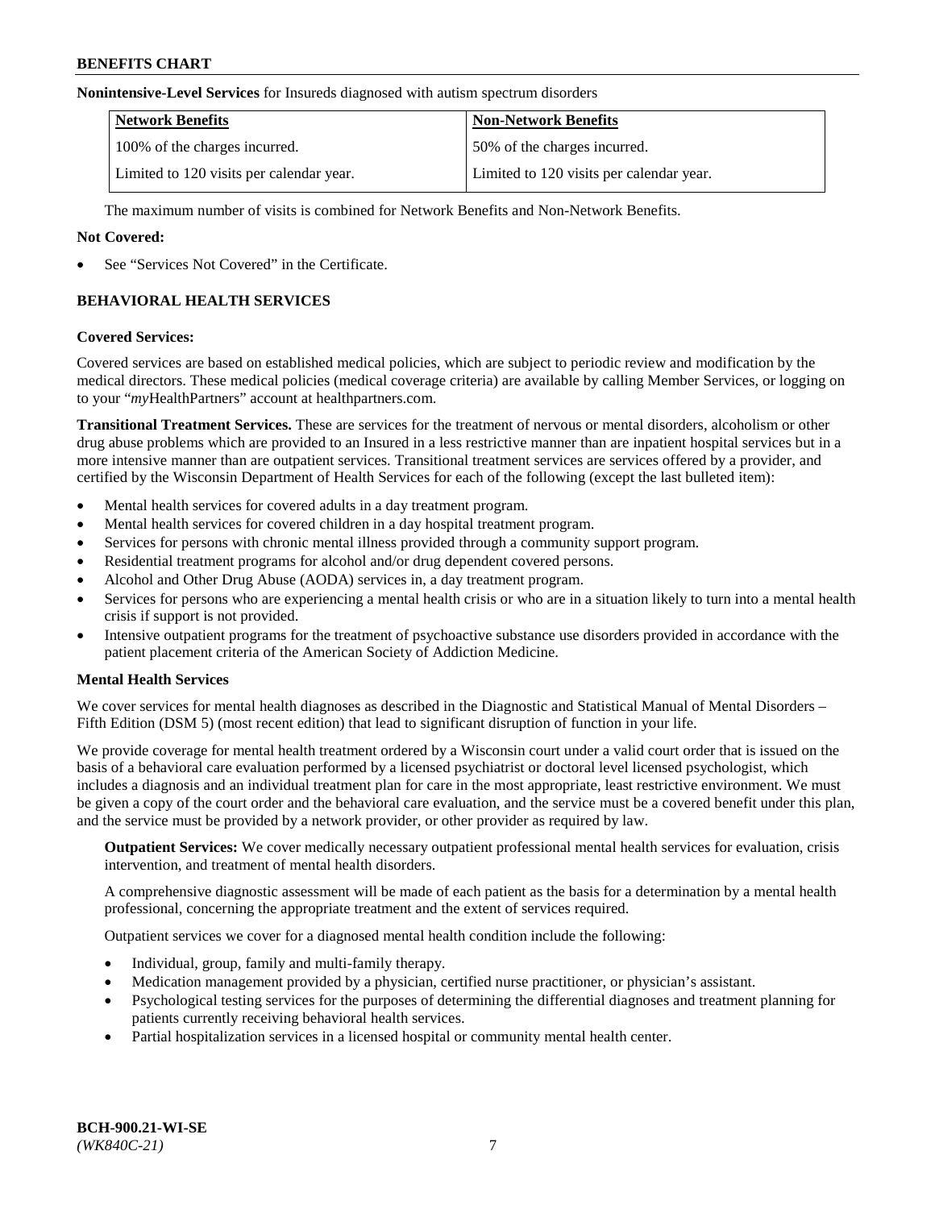**Nonintensive-Level Services** for Insureds diagnosed with autism spectrum disorders

| Network Benefits | Non-Network Benefits |
|---|---|
| 100% of the charges incurred. | 50% of the charges incurred. |
| Limited to 120 visits per calendar year. | Limited to 120 visits per calendar year. |

The maximum number of visits is combined for Network Benefits and Non-Network Benefits.

**Not Covered:**

- See "Services Not Covered" in the Certificate.

## BEHAVIORAL HEALTH SERVICES

**Covered Services:**

Covered services are based on established medical policies, which are subject to periodic review and modification by the medical directors. These medical policies (medical coverage criteria) are available by calling Member Services, or logging on to your "*my*HealthPartners" account at healthpartners.com.

**Transitional Treatment Services.** These are services for the treatment of nervous or mental disorders, alcoholism or other drug abuse problems which are provided to an Insured in a less restrictive manner than are inpatient hospital services but in a more intensive manner than are outpatient services. Transitional treatment services are services offered by a provider, and certified by the Wisconsin Department of Health Services for each of the following (except the last bulleted item):

- Mental health services for covered adults in a day treatment program.
- Mental health services for covered children in a day hospital treatment program.
- Services for persons with chronic mental illness provided through a community support program.
- Residential treatment programs for alcohol and/or drug dependent covered persons.
- Alcohol and Other Drug Abuse (AODA) services in, a day treatment program.
- Services for persons who are experiencing a mental health crisis or who are in a situation likely to turn into a mental health crisis if support is not provided.
- Intensive outpatient programs for the treatment of psychoactive substance use disorders provided in accordance with the patient placement criteria of the American Society of Addiction Medicine.

**Mental Health Services**

We cover services for mental health diagnoses as described in the Diagnostic and Statistical Manual of Mental Disorders – Fifth Edition (DSM 5) (most recent edition) that lead to significant disruption of function in your life.

We provide coverage for mental health treatment ordered by a Wisconsin court under a valid court order that is issued on the basis of a behavioral care evaluation performed by a licensed psychiatrist or doctoral level licensed psychologist, which includes a diagnosis and an individual treatment plan for care in the most appropriate, least restrictive environment. We must be given a copy of the court order and the behavioral care evaluation, and the service must be a covered benefit under this plan, and the service must be provided by a network provider, or other provider as required by law.

**Outpatient Services:** We cover medically necessary outpatient professional mental health services for evaluation, crisis intervention, and treatment of mental health disorders.

A comprehensive diagnostic assessment will be made of each patient as the basis for a determination by a mental health professional, concerning the appropriate treatment and the extent of services required.

Outpatient services we cover for a diagnosed mental health condition include the following:

- Individual, group, family and multi-family therapy.
- Medication management provided by a physician, certified nurse practitioner, or physician's assistant.
- Psychological testing services for the purposes of determining the differential diagnoses and treatment planning for patients currently receiving behavioral health services.
- Partial hospitalization services in a licensed hospital or community mental health center.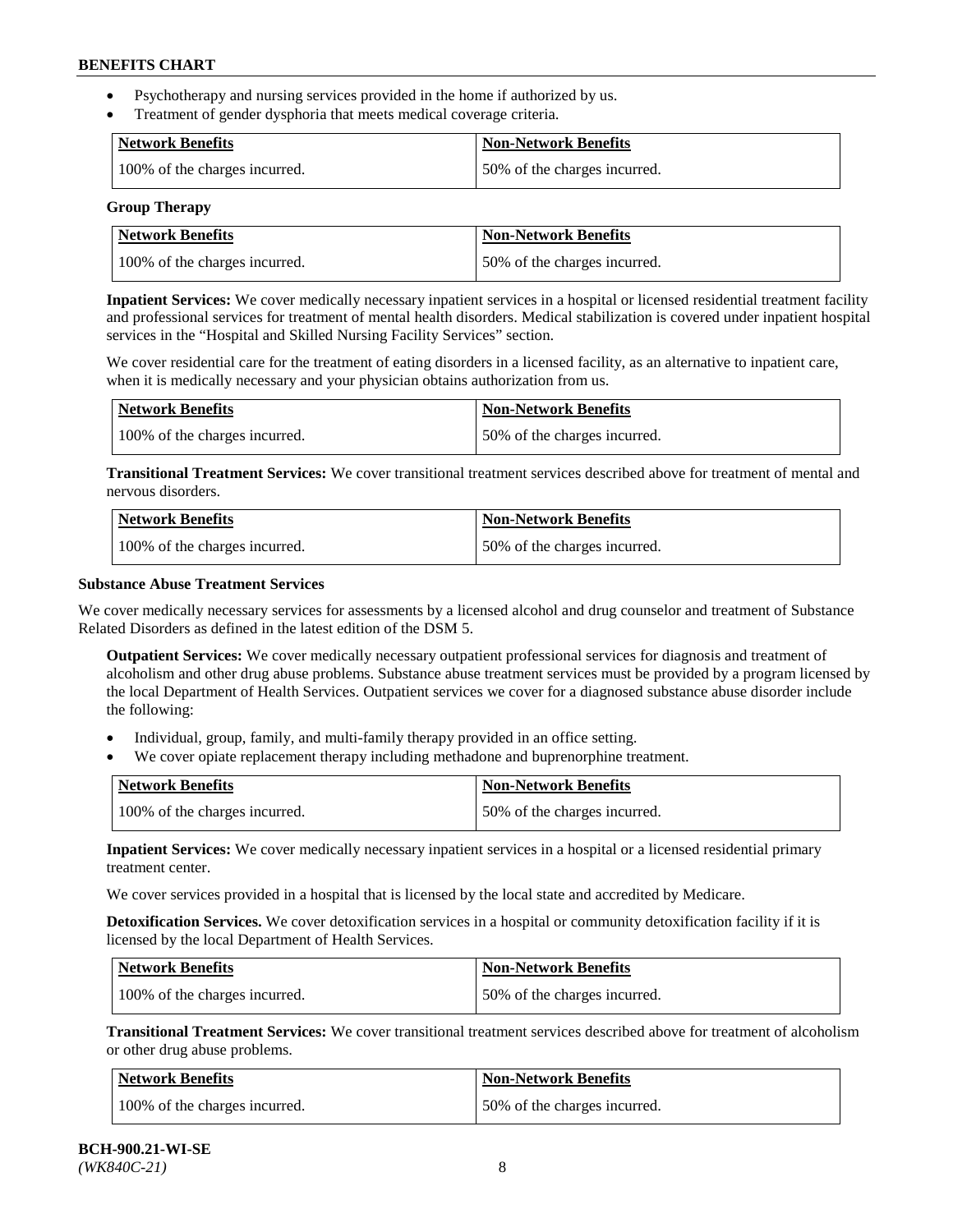- Psychotherapy and nursing services provided in the home if authorized by us.
- Treatment of gender dysphoria that meets medical coverage criteria.

| Network Benefits | Non-Network Benefits |
|---|---|
| 100% of the charges incurred. | 50% of the charges incurred. |

**Group Therapy**

| Network Benefits | Non-Network Benefits |
|---|---|
| 100% of the charges incurred. | 50% of the charges incurred. |

**Inpatient Services:** We cover medically necessary inpatient services in a hospital or licensed residential treatment facility and professional services for treatment of mental health disorders. Medical stabilization is covered under inpatient hospital services in the "Hospital and Skilled Nursing Facility Services" section.

We cover residential care for the treatment of eating disorders in a licensed facility, as an alternative to inpatient care, when it is medically necessary and your physician obtains authorization from us.

| Network Benefits | Non-Network Benefits |
|---|---|
| 100% of the charges incurred. | 50% of the charges incurred. |

**Transitional Treatment Services:** We cover transitional treatment services described above for treatment of mental and nervous disorders.

| Network Benefits | Non-Network Benefits |
|---|---|
| 100% of the charges incurred. | 50% of the charges incurred. |

**Substance Abuse Treatment Services**

We cover medically necessary services for assessments by a licensed alcohol and drug counselor and treatment of Substance Related Disorders as defined in the latest edition of the DSM 5.

**Outpatient Services:** We cover medically necessary outpatient professional services for diagnosis and treatment of alcoholism and other drug abuse problems. Substance abuse treatment services must be provided by a program licensed by the local Department of Health Services. Outpatient services we cover for a diagnosed substance abuse disorder include the following:

- Individual, group, family, and multi-family therapy provided in an office setting.
- We cover opiate replacement therapy including methadone and buprenorphine treatment.

| Network Benefits | Non-Network Benefits |
|---|---|
| 100% of the charges incurred. | 50% of the charges incurred. |

**Inpatient Services:** We cover medically necessary inpatient services in a hospital or a licensed residential primary treatment center.

We cover services provided in a hospital that is licensed by the local state and accredited by Medicare.

**Detoxification Services.** We cover detoxification services in a hospital or community detoxification facility if it is licensed by the local Department of Health Services.

| Network Benefits | Non-Network Benefits |
|---|---|
| 100% of the charges incurred. | 50% of the charges incurred. |

**Transitional Treatment Services:** We cover transitional treatment services described above for treatment of alcoholism or other drug abuse problems.

| Network Benefits | Non-Network Benefits |
|---|---|
| 100% of the charges incurred. | 50% of the charges incurred. |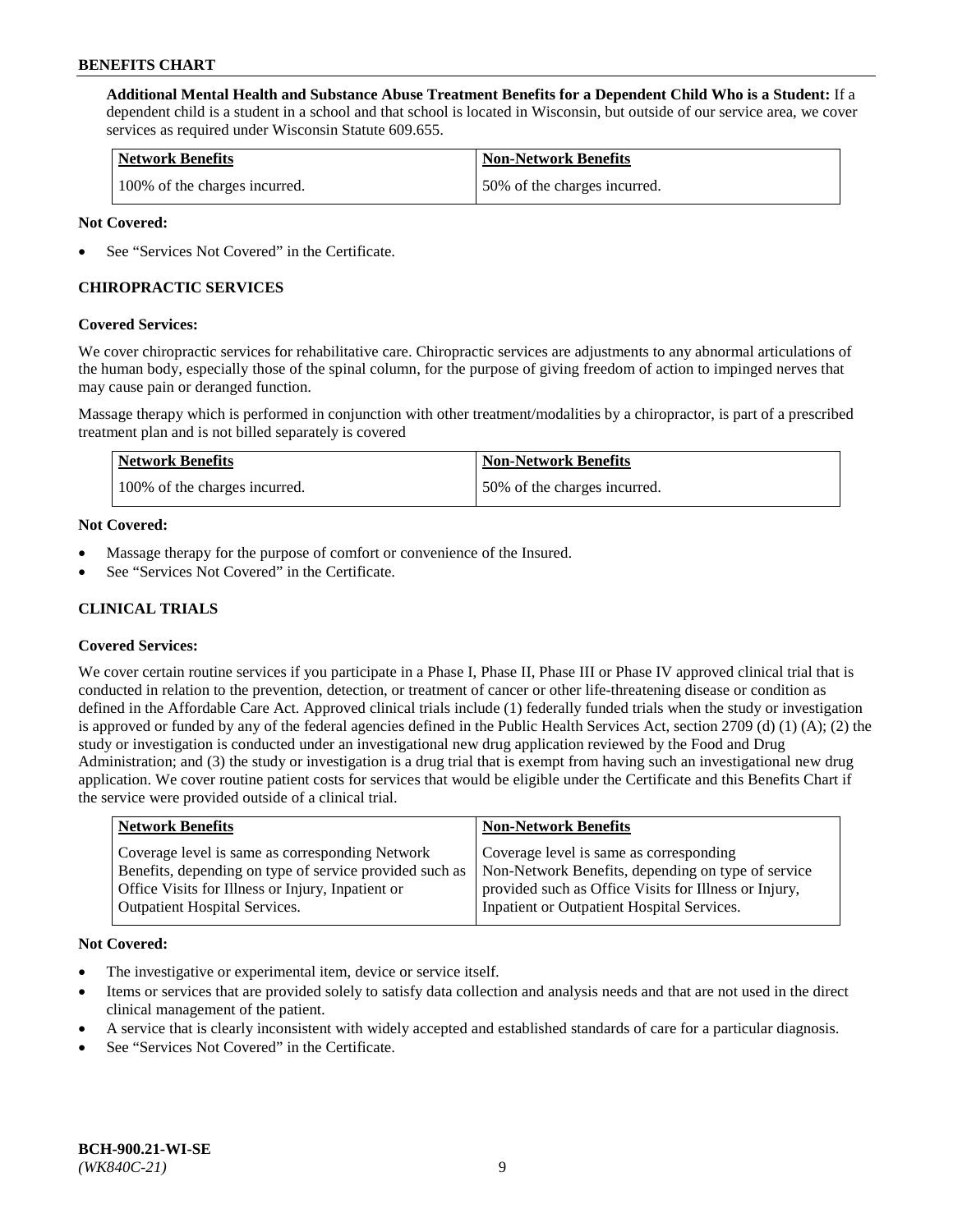**Additional Mental Health and Substance Abuse Treatment Benefits for a Dependent Child Who is a Student:** If a dependent child is a student in a school and that school is located in Wisconsin, but outside of our service area, we cover services as required under Wisconsin Statute 609.655.

| Network Benefits | Non-Network Benefits |
|---|---|
| 100% of the charges incurred. | 50% of the charges incurred. |

**Not Covered:**

- See "Services Not Covered" in the Certificate.

## CHIROPRACTIC SERVICES

**Covered Services:**

We cover chiropractic services for rehabilitative care. Chiropractic services are adjustments to any abnormal articulations of the human body, especially those of the spinal column, for the purpose of giving freedom of action to impinged nerves that may cause pain or deranged function.

Massage therapy which is performed in conjunction with other treatment/modalities by a chiropractor, is part of a prescribed treatment plan and is not billed separately is covered

| Network Benefits | Non-Network Benefits |
|---|---|
| 100% of the charges incurred. | 50% of the charges incurred. |

**Not Covered:**

- Massage therapy for the purpose of comfort or convenience of the Insured.
- See "Services Not Covered" in the Certificate.

## CLINICAL TRIALS

**Covered Services:**

We cover certain routine services if you participate in a Phase I, Phase II, Phase III or Phase IV approved clinical trial that is conducted in relation to the prevention, detection, or treatment of cancer or other life-threatening disease or condition as defined in the Affordable Care Act. Approved clinical trials include (1) federally funded trials when the study or investigation is approved or funded by any of the federal agencies defined in the Public Health Services Act, section 2709 (d) (1) (A); (2) the study or investigation is conducted under an investigational new drug application reviewed by the Food and Drug Administration; and (3) the study or investigation is a drug trial that is exempt from having such an investigational new drug application. We cover routine patient costs for services that would be eligible under the Certificate and this Benefits Chart if the service were provided outside of a clinical trial.

| Network Benefits | Non-Network Benefits |
|---|---|
| Coverage level is same as corresponding Network Benefits, depending on type of service provided such as Office Visits for Illness or Injury, Inpatient or Outpatient Hospital Services. | Coverage level is same as corresponding Non-Network Benefits, depending on type of service provided such as Office Visits for Illness or Injury, Inpatient or Outpatient Hospital Services. |

**Not Covered:**

- The investigative or experimental item, device or service itself.
- Items or services that are provided solely to satisfy data collection and analysis needs and that are not used in the direct clinical management of the patient.
- A service that is clearly inconsistent with widely accepted and established standards of care for a particular diagnosis.
- See "Services Not Covered" in the Certificate.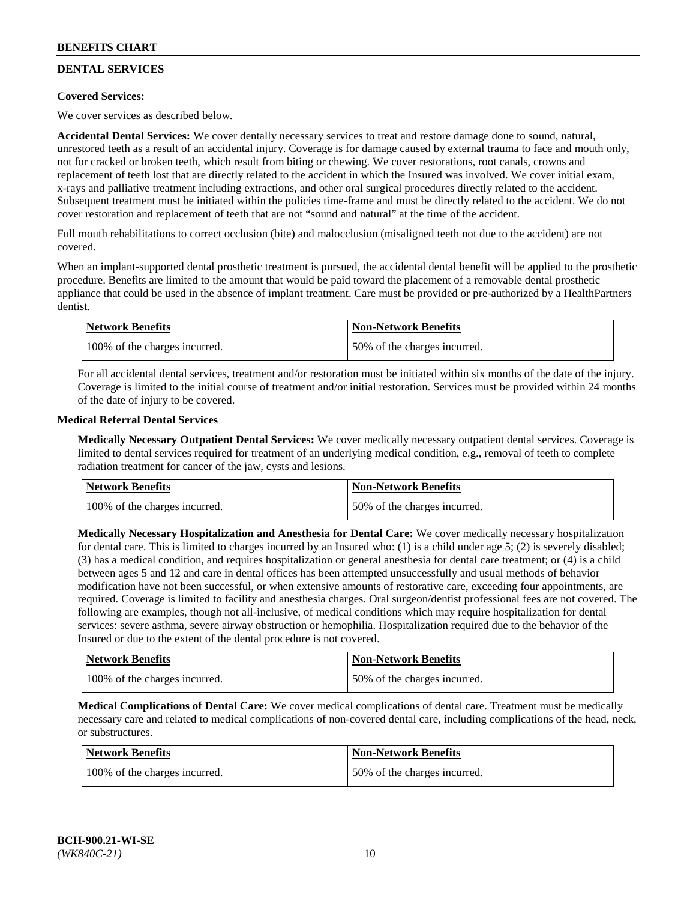## DENTAL SERVICES

**Covered Services:**

We cover services as described below.

**Accidental Dental Services:** We cover dentally necessary services to treat and restore damage done to sound, natural, unrestored teeth as a result of an accidental injury. Coverage is for damage caused by external trauma to face and mouth only, not for cracked or broken teeth, which result from biting or chewing. We cover restorations, root canals, crowns and replacement of teeth lost that are directly related to the accident in which the Insured was involved. We cover initial exam, x-rays and palliative treatment including extractions, and other oral surgical procedures directly related to the accident. Subsequent treatment must be initiated within the policies time-frame and must be directly related to the accident. We do not cover restoration and replacement of teeth that are not "sound and natural" at the time of the accident.

Full mouth rehabilitations to correct occlusion (bite) and malocclusion (misaligned teeth not due to the accident) are not covered.

When an implant-supported dental prosthetic treatment is pursued, the accidental dental benefit will be applied to the prosthetic procedure. Benefits are limited to the amount that would be paid toward the placement of a removable dental prosthetic appliance that could be used in the absence of implant treatment. Care must be provided or pre-authorized by a HealthPartners dentist.

| Network Benefits | Non-Network Benefits |
|---|---|
| 100% of the charges incurred. | 50% of the charges incurred. |

For all accidental dental services, treatment and/or restoration must be initiated within six months of the date of the injury. Coverage is limited to the initial course of treatment and/or initial restoration. Services must be provided within 24 months of the date of injury to be covered.

**Medical Referral Dental Services**

**Medically Necessary Outpatient Dental Services:** We cover medically necessary outpatient dental services. Coverage is limited to dental services required for treatment of an underlying medical condition, e.g., removal of teeth to complete radiation treatment for cancer of the jaw, cysts and lesions.

| Network Benefits | Non-Network Benefits |
|---|---|
| 100% of the charges incurred. | 50% of the charges incurred. |

**Medically Necessary Hospitalization and Anesthesia for Dental Care:** We cover medically necessary hospitalization for dental care. This is limited to charges incurred by an Insured who: (1) is a child under age 5; (2) is severely disabled; (3) has a medical condition, and requires hospitalization or general anesthesia for dental care treatment; or (4) is a child between ages 5 and 12 and care in dental offices has been attempted unsuccessfully and usual methods of behavior modification have not been successful, or when extensive amounts of restorative care, exceeding four appointments, are required. Coverage is limited to facility and anesthesia charges. Oral surgeon/dentist professional fees are not covered. The following are examples, though not all-inclusive, of medical conditions which may require hospitalization for dental services: severe asthma, severe airway obstruction or hemophilia. Hospitalization required due to the behavior of the Insured or due to the extent of the dental procedure is not covered.

| Network Benefits | Non-Network Benefits |
|---|---|
| 100% of the charges incurred. | 50% of the charges incurred. |

**Medical Complications of Dental Care:** We cover medical complications of dental care. Treatment must be medically necessary care and related to medical complications of non-covered dental care, including complications of the head, neck, or substructures.

| Network Benefits | Non-Network Benefits |
|---|---|
| 100% of the charges incurred. | 50% of the charges incurred. |

BCH-900.21-WI-SE
*(WK840C-21)*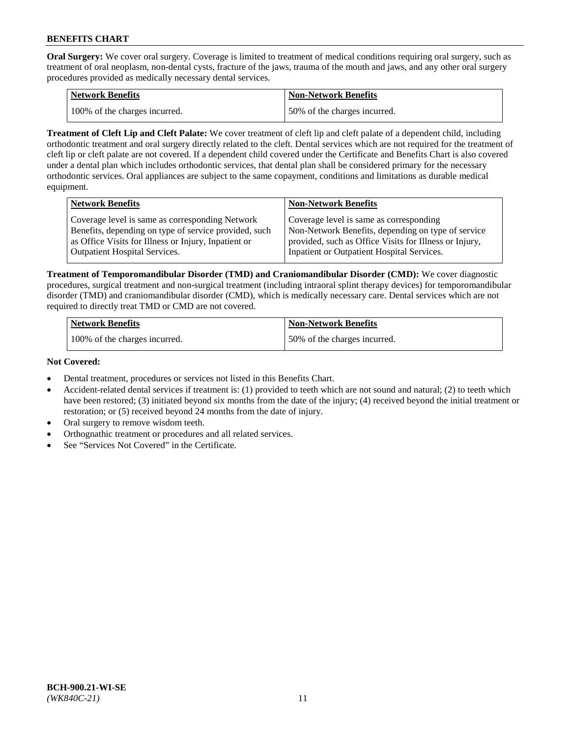**Oral Surgery:** We cover oral surgery. Coverage is limited to treatment of medical conditions requiring oral surgery, such as treatment of oral neoplasm, non-dental cysts, fracture of the jaws, trauma of the mouth and jaws, and any other oral surgery procedures provided as medically necessary dental services.

| Network Benefits | Non-Network Benefits |
| --- | --- |
| 100% of the charges incurred. | 50% of the charges incurred. |

**Treatment of Cleft Lip and Cleft Palate:** We cover treatment of cleft lip and cleft palate of a dependent child, including orthodontic treatment and oral surgery directly related to the cleft. Dental services which are not required for the treatment of cleft lip or cleft palate are not covered. If a dependent child covered under the Certificate and Benefits Chart is also covered under a dental plan which includes orthodontic services, that dental plan shall be considered primary for the necessary orthodontic services. Oral appliances are subject to the same copayment, conditions and limitations as durable medical equipment.

| Network Benefits | Non-Network Benefits |
| --- | --- |
| Coverage level is same as corresponding Network Benefits, depending on type of service provided, such as Office Visits for Illness or Injury, Inpatient or Outpatient Hospital Services. | Coverage level is same as corresponding Non-Network Benefits, depending on type of service provided, such as Office Visits for Illness or Injury, Inpatient or Outpatient Hospital Services. |

**Treatment of Temporomandibular Disorder (TMD) and Craniomandibular Disorder (CMD):** We cover diagnostic procedures, surgical treatment and non-surgical treatment (including intraoral splint therapy devices) for temporomandibular disorder (TMD) and craniomandibular disorder (CMD), which is medically necessary care. Dental services which are not required to directly treat TMD or CMD are not covered.

| Network Benefits | Non-Network Benefits |
| --- | --- |
| 100% of the charges incurred. | 50% of the charges incurred. |

**Not Covered:**

- Dental treatment, procedures or services not listed in this Benefits Chart.
- Accident-related dental services if treatment is: (1) provided to teeth which are not sound and natural; (2) to teeth which have been restored; (3) initiated beyond six months from the date of the injury; (4) received beyond the initial treatment or restoration; or (5) received beyond 24 months from the date of injury.
- Oral surgery to remove wisdom teeth.
- Orthognathic treatment or procedures and all related services.
- See "Services Not Covered" in the Certificate.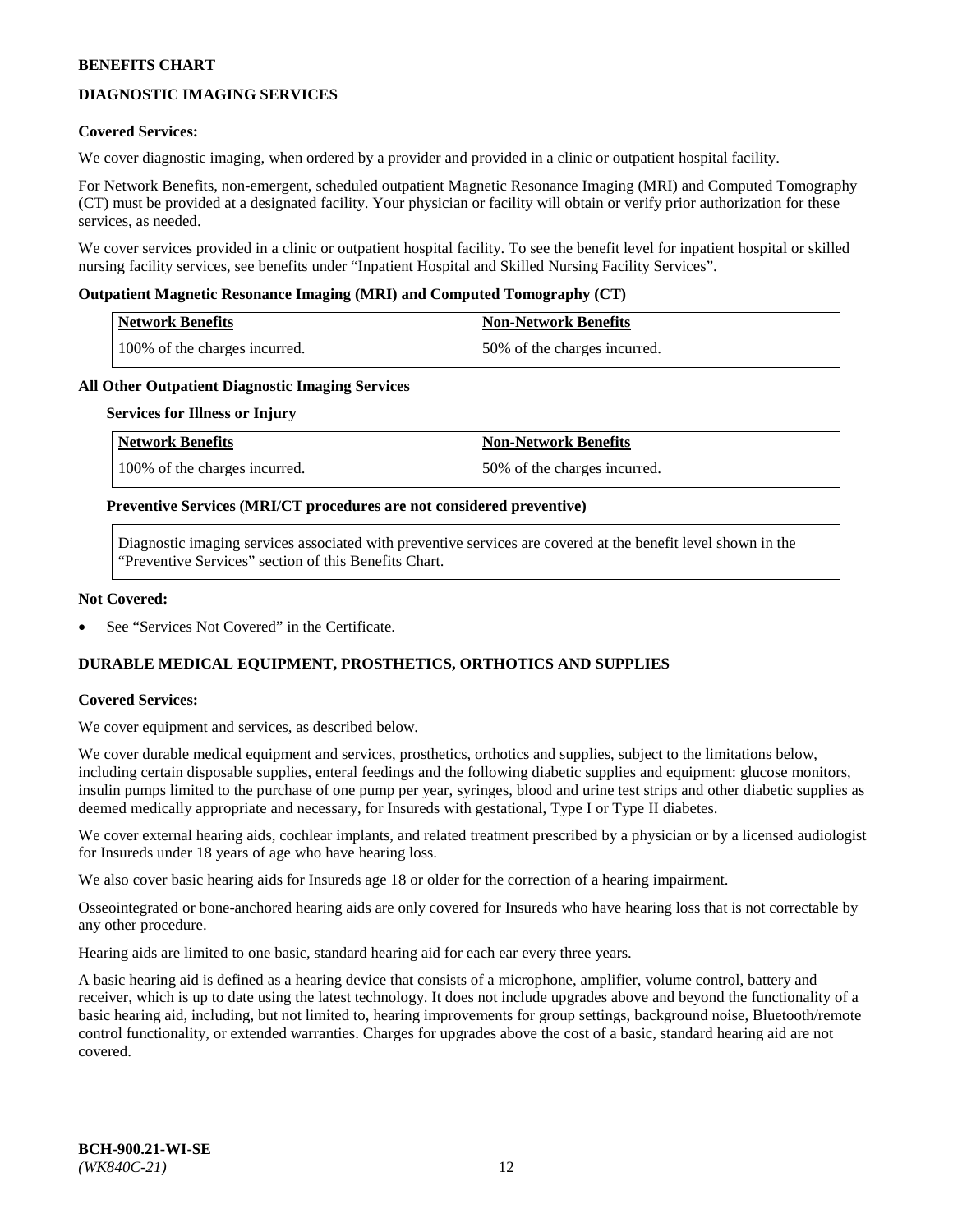## DIAGNOSTIC IMAGING SERVICES

**Covered Services:**

We cover diagnostic imaging, when ordered by a provider and provided in a clinic or outpatient hospital facility.

For Network Benefits, non-emergent, scheduled outpatient Magnetic Resonance Imaging (MRI) and Computed Tomography (CT) must be provided at a designated facility. Your physician or facility will obtain or verify prior authorization for these services, as needed.

We cover services provided in a clinic or outpatient hospital facility. To see the benefit level for inpatient hospital or skilled nursing facility services, see benefits under "Inpatient Hospital and Skilled Nursing Facility Services".

**Outpatient Magnetic Resonance Imaging (MRI) and Computed Tomography (CT)**

| Network Benefits | Non-Network Benefits |
|---|---|
| 100% of the charges incurred. | 50% of the charges incurred. |

**All Other Outpatient Diagnostic Imaging Services**

**Services for Illness or Injury**

| Network Benefits | Non-Network Benefits |
|---|---|
| 100% of the charges incurred. | 50% of the charges incurred. |

**Preventive Services (MRI/CT procedures are not considered preventive)**

Diagnostic imaging services associated with preventive services are covered at the benefit level shown in the "Preventive Services" section of this Benefits Chart.

**Not Covered:**

- See "Services Not Covered" in the Certificate.

## DURABLE MEDICAL EQUIPMENT, PROSTHETICS, ORTHOTICS AND SUPPLIES

**Covered Services:**

We cover equipment and services, as described below.

We cover durable medical equipment and services, prosthetics, orthotics and supplies, subject to the limitations below, including certain disposable supplies, enteral feedings and the following diabetic supplies and equipment: glucose monitors, insulin pumps limited to the purchase of one pump per year, syringes, blood and urine test strips and other diabetic supplies as deemed medically appropriate and necessary, for Insureds with gestational, Type I or Type II diabetes.

We cover external hearing aids, cochlear implants, and related treatment prescribed by a physician or by a licensed audiologist for Insureds under 18 years of age who have hearing loss.

We also cover basic hearing aids for Insureds age 18 or older for the correction of a hearing impairment.

Osseointegrated or bone-anchored hearing aids are only covered for Insureds who have hearing loss that is not correctable by any other procedure.

Hearing aids are limited to one basic, standard hearing aid for each ear every three years.

A basic hearing aid is defined as a hearing device that consists of a microphone, amplifier, volume control, battery and receiver, which is up to date using the latest technology. It does not include upgrades above and beyond the functionality of a basic hearing aid, including, but not limited to, hearing improvements for group settings, background noise, Bluetooth/remote control functionality, or extended warranties. Charges for upgrades above the cost of a basic, standard hearing aid are not covered.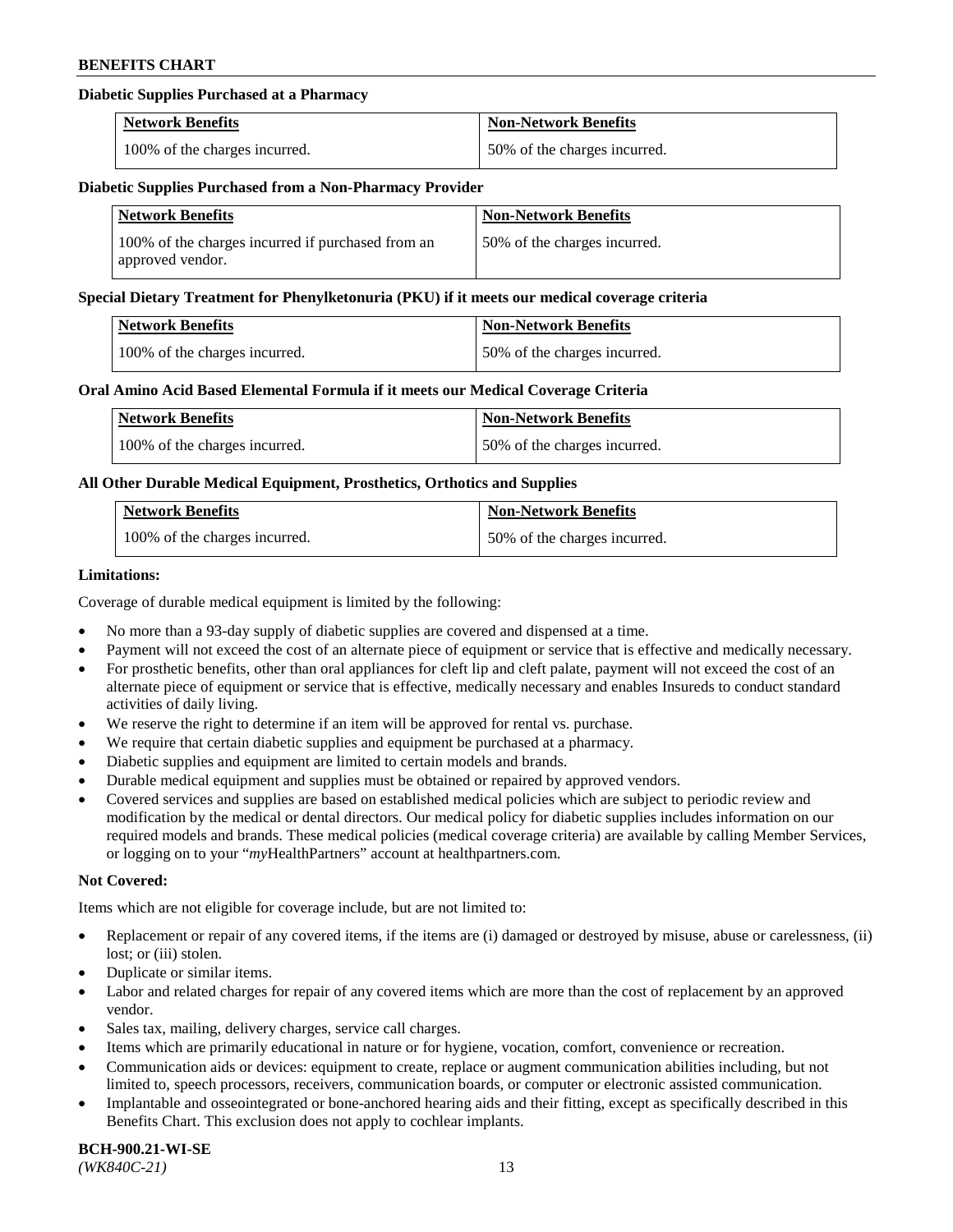**Diabetic Supplies Purchased at a Pharmacy**

| Network Benefits | Non-Network Benefits |
| --- | --- |
| 100% of the charges incurred. | 50% of the charges incurred. |

**Diabetic Supplies Purchased from a Non-Pharmacy Provider**

| Network Benefits | Non-Network Benefits |
| --- | --- |
| 100% of the charges incurred if purchased from an approved vendor. | 50% of the charges incurred. |

**Special Dietary Treatment for Phenylketonuria (PKU) if it meets our medical coverage criteria**

| Network Benefits | Non-Network Benefits |
| --- | --- |
| 100% of the charges incurred. | 50% of the charges incurred. |

**Oral Amino Acid Based Elemental Formula if it meets our Medical Coverage Criteria**

| Network Benefits | Non-Network Benefits |
| --- | --- |
| 100% of the charges incurred. | 50% of the charges incurred. |

**All Other Durable Medical Equipment, Prosthetics, Orthotics and Supplies**

| Network Benefits | Non-Network Benefits |
| --- | --- |
| 100% of the charges incurred. | 50% of the charges incurred. |

**Limitations:**

Coverage of durable medical equipment is limited by the following:

- No more than a 93-day supply of diabetic supplies are covered and dispensed at a time.
- Payment will not exceed the cost of an alternate piece of equipment or service that is effective and medically necessary.
- For prosthetic benefits, other than oral appliances for cleft lip and cleft palate, payment will not exceed the cost of an alternate piece of equipment or service that is effective, medically necessary and enables Insureds to conduct standard activities of daily living.
- We reserve the right to determine if an item will be approved for rental vs. purchase.
- We require that certain diabetic supplies and equipment be purchased at a pharmacy.
- Diabetic supplies and equipment are limited to certain models and brands.
- Durable medical equipment and supplies must be obtained or repaired by approved vendors.
- Covered services and supplies are based on established medical policies which are subject to periodic review and modification by the medical or dental directors. Our medical policy for diabetic supplies includes information on our required models and brands. These medical policies (medical coverage criteria) are available by calling Member Services, or logging on to your "*my*HealthPartners" account at healthpartners.com.

**Not Covered:**

Items which are not eligible for coverage include, but are not limited to:

- Replacement or repair of any covered items, if the items are (i) damaged or destroyed by misuse, abuse or carelessness, (ii) lost; or (iii) stolen.
- Duplicate or similar items.
- Labor and related charges for repair of any covered items which are more than the cost of replacement by an approved vendor.
- Sales tax, mailing, delivery charges, service call charges.
- Items which are primarily educational in nature or for hygiene, vocation, comfort, convenience or recreation.
- Communication aids or devices: equipment to create, replace or augment communication abilities including, but not limited to, speech processors, receivers, communication boards, or computer or electronic assisted communication.
- Implantable and osseointegrated or bone-anchored hearing aids and their fitting, except as specifically described in this Benefits Chart. This exclusion does not apply to cochlear implants.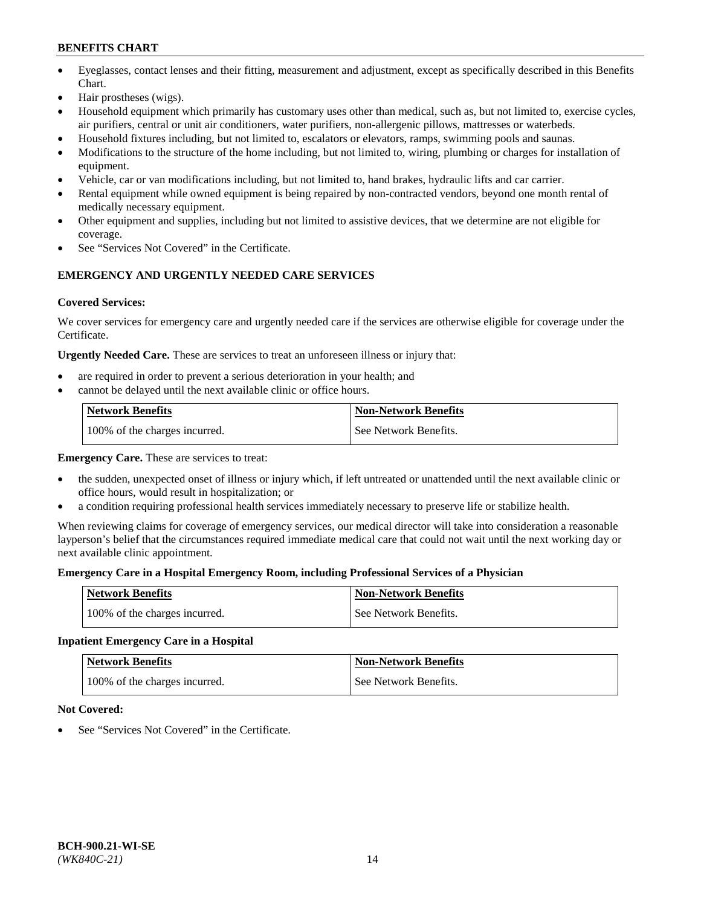- Eyeglasses, contact lenses and their fitting, measurement and adjustment, except as specifically described in this Benefits Chart.
- Hair prostheses (wigs).
- Household equipment which primarily has customary uses other than medical, such as, but not limited to, exercise cycles, air purifiers, central or unit air conditioners, water purifiers, non-allergenic pillows, mattresses or waterbeds.
- Household fixtures including, but not limited to, escalators or elevators, ramps, swimming pools and saunas.
- Modifications to the structure of the home including, but not limited to, wiring, plumbing or charges for installation of equipment.
- Vehicle, car or van modifications including, but not limited to, hand brakes, hydraulic lifts and car carrier.
- Rental equipment while owned equipment is being repaired by non-contracted vendors, beyond one month rental of medically necessary equipment.
- Other equipment and supplies, including but not limited to assistive devices, that we determine are not eligible for coverage.
- See "Services Not Covered" in the Certificate.

## EMERGENCY AND URGENTLY NEEDED CARE SERVICES

**Covered Services:**

We cover services for emergency care and urgently needed care if the services are otherwise eligible for coverage under the Certificate.

**Urgently Needed Care.** These are services to treat an unforeseen illness or injury that:

- are required in order to prevent a serious deterioration in your health; and
- cannot be delayed until the next available clinic or office hours.

| Network Benefits | Non-Network Benefits |
|---|---|
| 100% of the charges incurred. | See Network Benefits. |

**Emergency Care.** These are services to treat:

- the sudden, unexpected onset of illness or injury which, if left untreated or unattended until the next available clinic or office hours, would result in hospitalization; or
- a condition requiring professional health services immediately necessary to preserve life or stabilize health.

When reviewing claims for coverage of emergency services, our medical director will take into consideration a reasonable layperson's belief that the circumstances required immediate medical care that could not wait until the next working day or next available clinic appointment.

**Emergency Care in a Hospital Emergency Room, including Professional Services of a Physician**

| Network Benefits | Non-Network Benefits |
|---|---|
| 100% of the charges incurred. | See Network Benefits. |

**Inpatient Emergency Care in a Hospital**

| Network Benefits | Non-Network Benefits |
|---|---|
| 100% of the charges incurred. | See Network Benefits. |

**Not Covered:**

- See "Services Not Covered" in the Certificate.

BCH-900.21-WI-SE
*(WK840C-21)*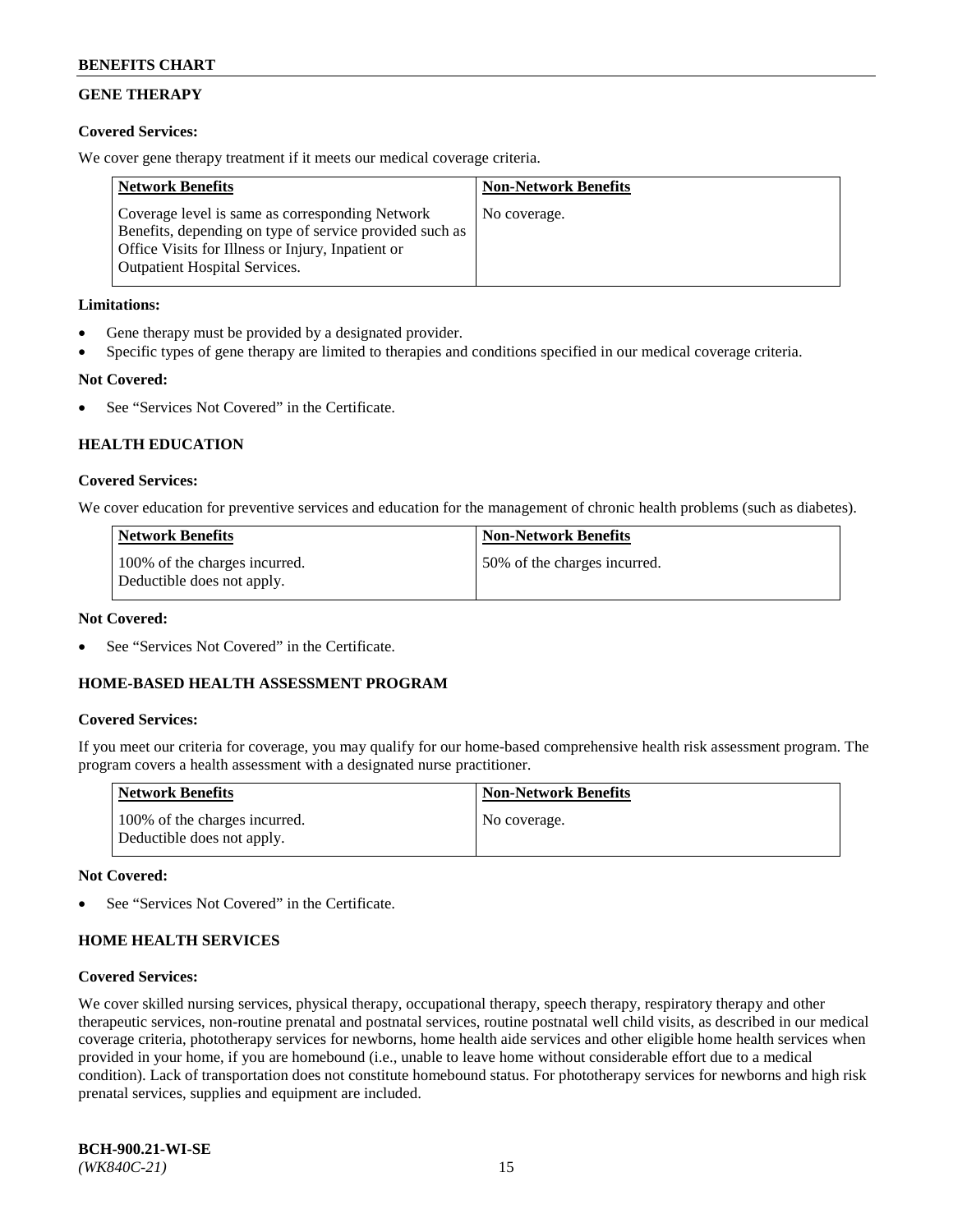## GENE THERAPY

**Covered Services:**

We cover gene therapy treatment if it meets our medical coverage criteria.

| Network Benefits | Non-Network Benefits |
| --- | --- |
| Coverage level is same as corresponding Network Benefits, depending on type of service provided such as Office Visits for Illness or Injury, Inpatient or Outpatient Hospital Services. | No coverage. |

**Limitations:**

- Gene therapy must be provided by a designated provider.
- Specific types of gene therapy are limited to therapies and conditions specified in our medical coverage criteria.

**Not Covered:**

- See "Services Not Covered" in the Certificate.

## HEALTH EDUCATION

**Covered Services:**

We cover education for preventive services and education for the management of chronic health problems (such as diabetes).

| Network Benefits | Non-Network Benefits |
| --- | --- |
| 100% of the charges incurred. Deductible does not apply. | 50% of the charges incurred. |

**Not Covered:**

- See "Services Not Covered" in the Certificate.

## HOME-BASED HEALTH ASSESSMENT PROGRAM

**Covered Services:**

If you meet our criteria for coverage, you may qualify for our home-based comprehensive health risk assessment program. The program covers a health assessment with a designated nurse practitioner.

| Network Benefits | Non-Network Benefits |
| --- | --- |
| 100% of the charges incurred. Deductible does not apply. | No coverage. |

**Not Covered:**

- See "Services Not Covered" in the Certificate.

## HOME HEALTH SERVICES

**Covered Services:**

We cover skilled nursing services, physical therapy, occupational therapy, speech therapy, respiratory therapy and other therapeutic services, non-routine prenatal and postnatal services, routine postnatal well child visits, as described in our medical coverage criteria, phototherapy services for newborns, home health aide services and other eligible home health services when provided in your home, if you are homebound (i.e., unable to leave home without considerable effort due to a medical condition). Lack of transportation does not constitute homebound status. For phototherapy services for newborns and high risk prenatal services, supplies and equipment are included.

BCH-900.21-WI-SE
*(WK840C-21)*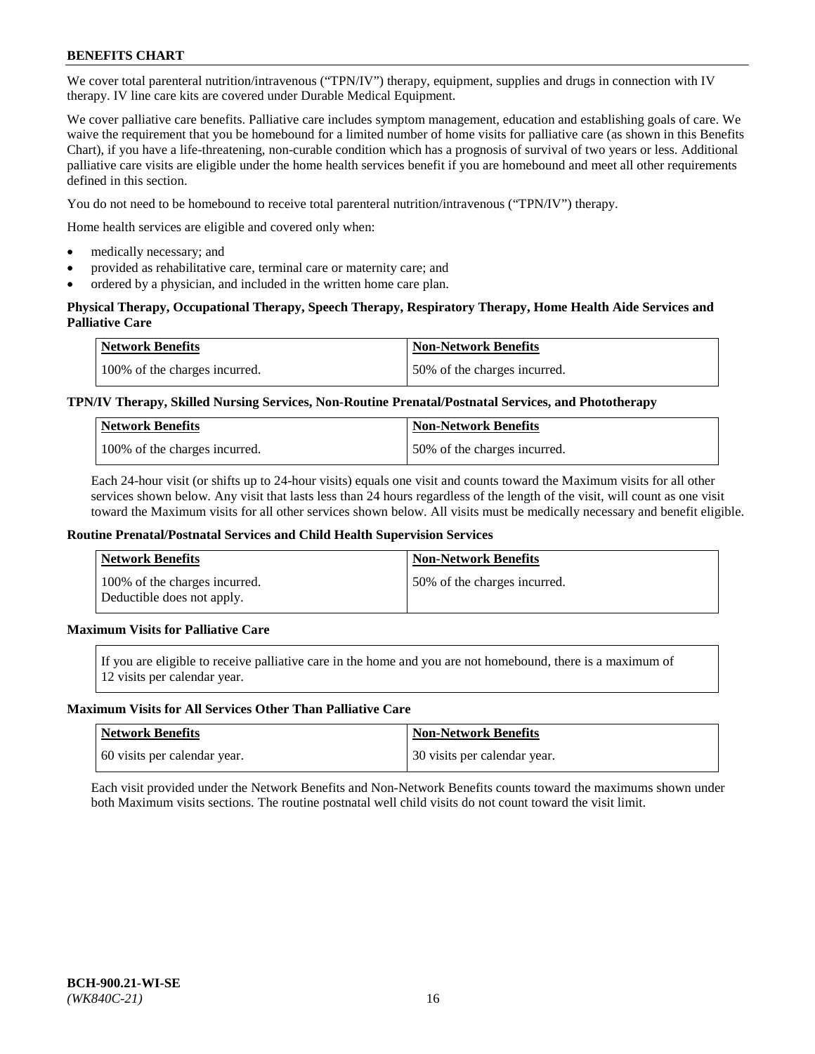We cover total parenteral nutrition/intravenous ("TPN/IV") therapy, equipment, supplies and drugs in connection with IV therapy. IV line care kits are covered under Durable Medical Equipment.

We cover palliative care benefits. Palliative care includes symptom management, education and establishing goals of care. We waive the requirement that you be homebound for a limited number of home visits for palliative care (as shown in this Benefits Chart), if you have a life-threatening, non-curable condition which has a prognosis of survival of two years or less. Additional palliative care visits are eligible under the home health services benefit if you are homebound and meet all other requirements defined in this section.

You do not need to be homebound to receive total parenteral nutrition/intravenous ("TPN/IV") therapy.

Home health services are eligible and covered only when:

- medically necessary; and
- provided as rehabilitative care, terminal care or maternity care; and
- ordered by a physician, and included in the written home care plan.

**Physical Therapy, Occupational Therapy, Speech Therapy, Respiratory Therapy, Home Health Aide Services and Palliative Care**

| Network Benefits | Non-Network Benefits |
|---|---|
| 100% of the charges incurred. | 50% of the charges incurred. |

**TPN/IV Therapy, Skilled Nursing Services, Non-Routine Prenatal/Postnatal Services, and Phototherapy**

| Network Benefits | Non-Network Benefits |
|---|---|
| 100% of the charges incurred. | 50% of the charges incurred. |

Each 24-hour visit (or shifts up to 24-hour visits) equals one visit and counts toward the Maximum visits for all other services shown below. Any visit that lasts less than 24 hours regardless of the length of the visit, will count as one visit toward the Maximum visits for all other services shown below. All visits must be medically necessary and benefit eligible.

**Routine Prenatal/Postnatal Services and Child Health Supervision Services**

| Network Benefits | Non-Network Benefits |
|---|---|
| 100% of the charges incurred. Deductible does not apply. | 50% of the charges incurred. |

**Maximum Visits for Palliative Care**

If you are eligible to receive palliative care in the home and you are not homebound, there is a maximum of 12 visits per calendar year.

**Maximum Visits for All Services Other Than Palliative Care**

| Network Benefits | Non-Network Benefits |
|---|---|
| 60 visits per calendar year. | 30 visits per calendar year. |

Each visit provided under the Network Benefits and Non-Network Benefits counts toward the maximums shown under both Maximum visits sections. The routine postnatal well child visits do not count toward the visit limit.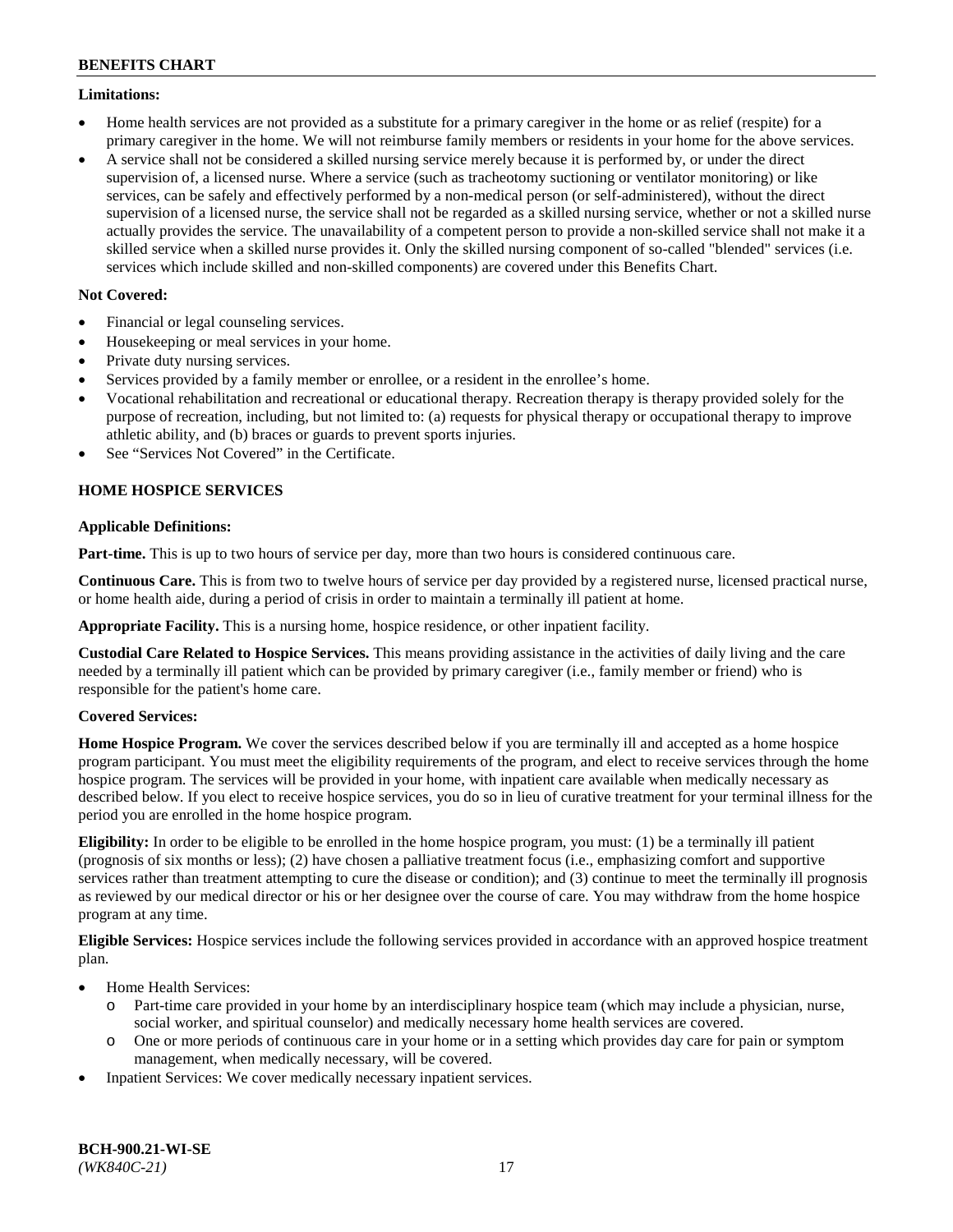**Limitations:**

- Home health services are not provided as a substitute for a primary caregiver in the home or as relief (respite) for a primary caregiver in the home. We will not reimburse family members or residents in your home for the above services.
- A service shall not be considered a skilled nursing service merely because it is performed by, or under the direct supervision of, a licensed nurse. Where a service (such as tracheotomy suctioning or ventilator monitoring) or like services, can be safely and effectively performed by a non-medical person (or self-administered), without the direct supervision of a licensed nurse, the service shall not be regarded as a skilled nursing service, whether or not a skilled nurse actually provides the service. The unavailability of a competent person to provide a non-skilled service shall not make it a skilled service when a skilled nurse provides it. Only the skilled nursing component of so-called "blended" services (i.e. services which include skilled and non-skilled components) are covered under this Benefits Chart.

**Not Covered:**

- Financial or legal counseling services.
- Housekeeping or meal services in your home.
- Private duty nursing services.
- Services provided by a family member or enrollee, or a resident in the enrollee's home.
- Vocational rehabilitation and recreational or educational therapy. Recreation therapy is therapy provided solely for the purpose of recreation, including, but not limited to: (a) requests for physical therapy or occupational therapy to improve athletic ability, and (b) braces or guards to prevent sports injuries.
- See "Services Not Covered" in the Certificate.

## HOME HOSPICE SERVICES

**Applicable Definitions:**

**Part-time.** This is up to two hours of service per day, more than two hours is considered continuous care.

**Continuous Care.** This is from two to twelve hours of service per day provided by a registered nurse, licensed practical nurse, or home health aide, during a period of crisis in order to maintain a terminally ill patient at home.

**Appropriate Facility.** This is a nursing home, hospice residence, or other inpatient facility.

**Custodial Care Related to Hospice Services.** This means providing assistance in the activities of daily living and the care needed by a terminally ill patient which can be provided by primary caregiver (i.e., family member or friend) who is responsible for the patient's home care.

**Covered Services:**

**Home Hospice Program.** We cover the services described below if you are terminally ill and accepted as a home hospice program participant. You must meet the eligibility requirements of the program, and elect to receive services through the home hospice program. The services will be provided in your home, with inpatient care available when medically necessary as described below. If you elect to receive hospice services, you do so in lieu of curative treatment for your terminal illness for the period you are enrolled in the home hospice program.

**Eligibility:** In order to be eligible to be enrolled in the home hospice program, you must: (1) be a terminally ill patient (prognosis of six months or less); (2) have chosen a palliative treatment focus (i.e., emphasizing comfort and supportive services rather than treatment attempting to cure the disease or condition); and (3) continue to meet the terminally ill prognosis as reviewed by our medical director or his or her designee over the course of care. You may withdraw from the home hospice program at any time.

**Eligible Services:** Hospice services include the following services provided in accordance with an approved hospice treatment plan.

- Home Health Services:
  - Part-time care provided in your home by an interdisciplinary hospice team (which may include a physician, nurse, social worker, and spiritual counselor) and medically necessary home health services are covered.
  - One or more periods of continuous care in your home or in a setting which provides day care for pain or symptom management, when medically necessary, will be covered.
- Inpatient Services: We cover medically necessary inpatient services.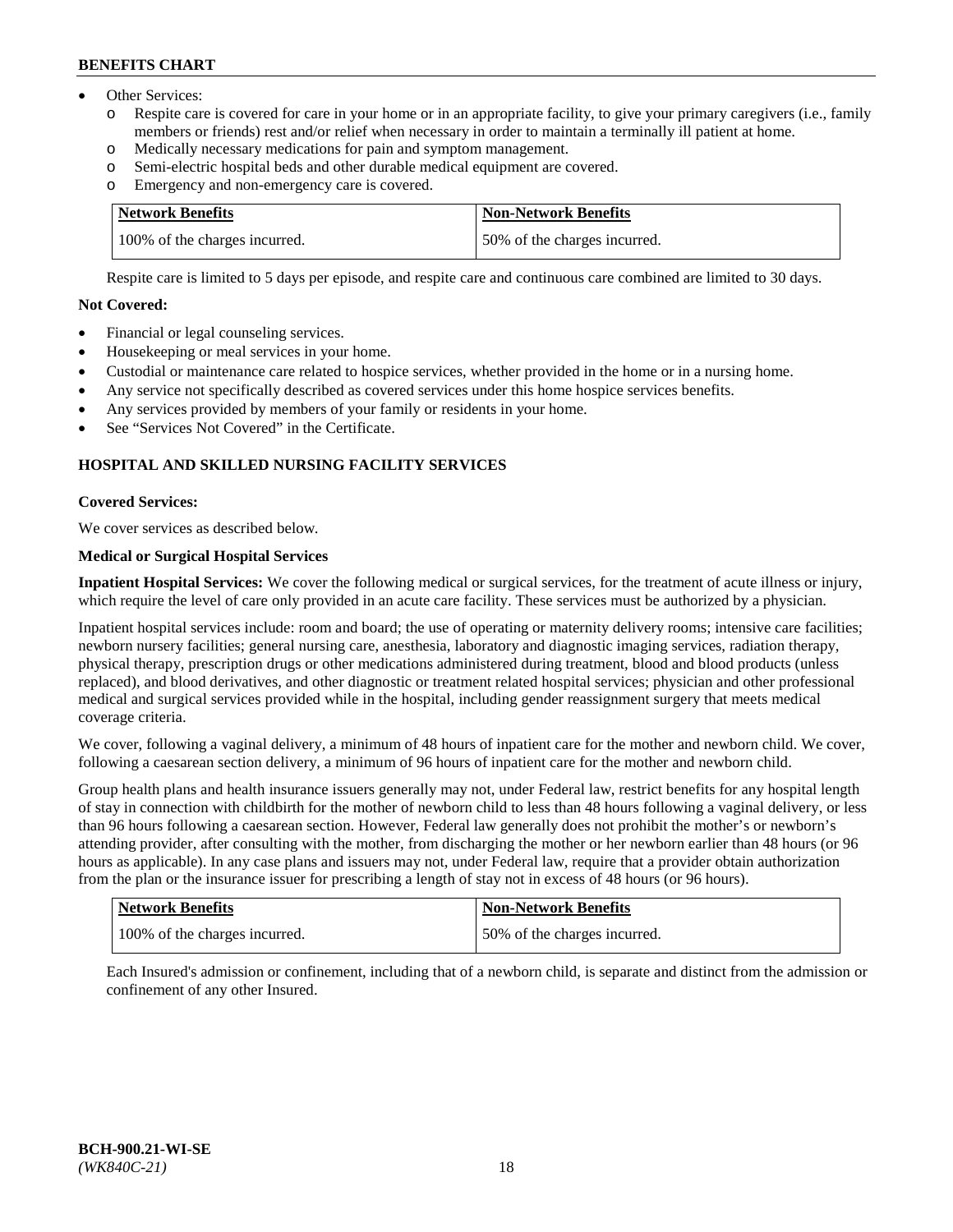- Other Services:
  - o Respite care is covered for care in your home or in an appropriate facility, to give your primary caregivers (i.e., family members or friends) rest and/or relief when necessary in order to maintain a terminally ill patient at home.
  - o Medically necessary medications for pain and symptom management.
  - o Semi-electric hospital beds and other durable medical equipment are covered.
  - o Emergency and non-emergency care is covered.

| Network Benefits | Non-Network Benefits |
|---|---|
| 100% of the charges incurred. | 50% of the charges incurred. |

Respite care is limited to 5 days per episode, and respite care and continuous care combined are limited to 30 days.

**Not Covered:**

- Financial or legal counseling services.
- Housekeeping or meal services in your home.
- Custodial or maintenance care related to hospice services, whether provided in the home or in a nursing home.
- Any service not specifically described as covered services under this home hospice services benefits.
- Any services provided by members of your family or residents in your home.
- See "Services Not Covered" in the Certificate.

## HOSPITAL AND SKILLED NURSING FACILITY SERVICES

**Covered Services:**

We cover services as described below.

**Medical or Surgical Hospital Services**

**Inpatient Hospital Services:** We cover the following medical or surgical services, for the treatment of acute illness or injury, which require the level of care only provided in an acute care facility. These services must be authorized by a physician.

Inpatient hospital services include: room and board; the use of operating or maternity delivery rooms; intensive care facilities; newborn nursery facilities; general nursing care, anesthesia, laboratory and diagnostic imaging services, radiation therapy, physical therapy, prescription drugs or other medications administered during treatment, blood and blood products (unless replaced), and blood derivatives, and other diagnostic or treatment related hospital services; physician and other professional medical and surgical services provided while in the hospital, including gender reassignment surgery that meets medical coverage criteria.

We cover, following a vaginal delivery, a minimum of 48 hours of inpatient care for the mother and newborn child. We cover, following a caesarean section delivery, a minimum of 96 hours of inpatient care for the mother and newborn child.

Group health plans and health insurance issuers generally may not, under Federal law, restrict benefits for any hospital length of stay in connection with childbirth for the mother of newborn child to less than 48 hours following a vaginal delivery, or less than 96 hours following a caesarean section. However, Federal law generally does not prohibit the mother's or newborn's attending provider, after consulting with the mother, from discharging the mother or her newborn earlier than 48 hours (or 96 hours as applicable). In any case plans and issuers may not, under Federal law, require that a provider obtain authorization from the plan or the insurance issuer for prescribing a length of stay not in excess of 48 hours (or 96 hours).

| Network Benefits | Non-Network Benefits |
|---|---|
| 100% of the charges incurred. | 50% of the charges incurred. |

Each Insured's admission or confinement, including that of a newborn child, is separate and distinct from the admission or confinement of any other Insured.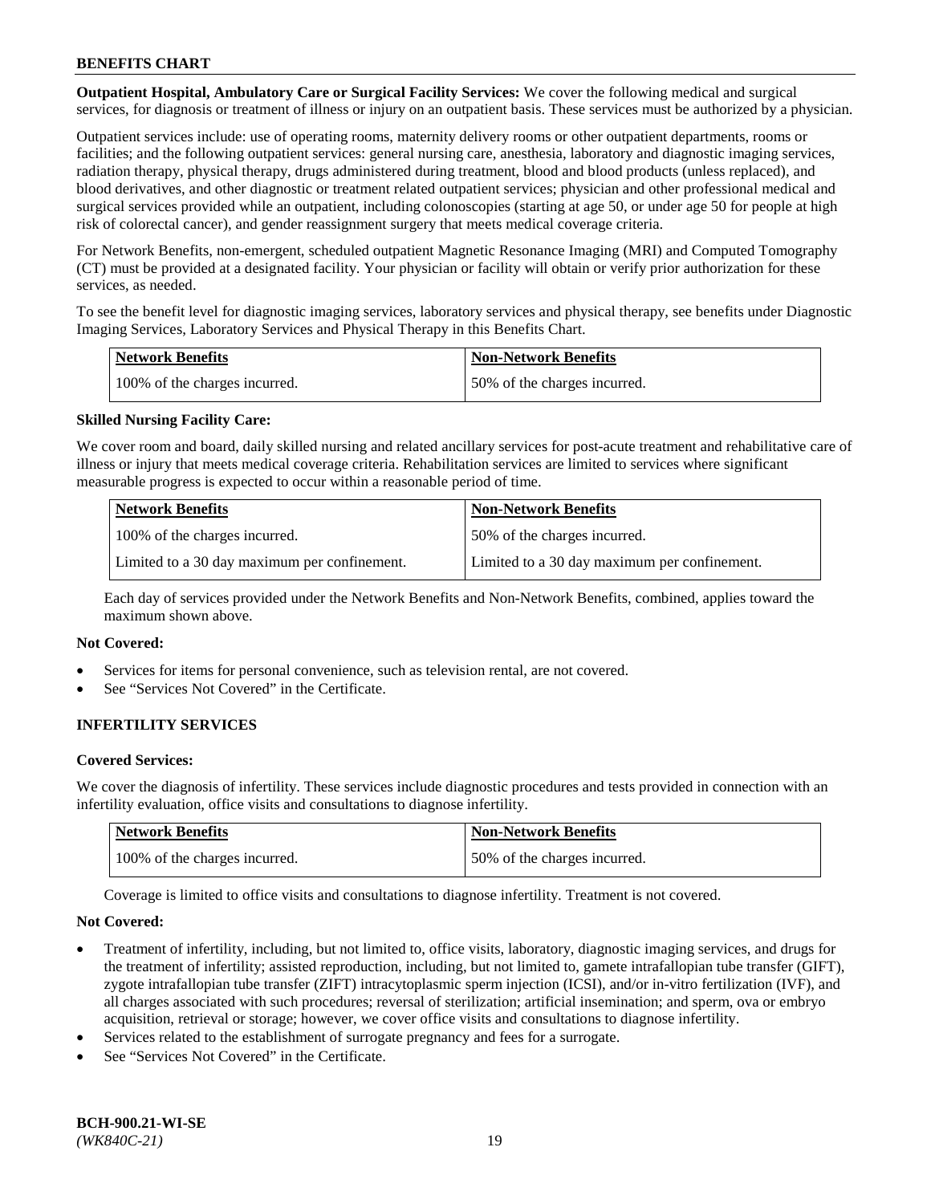**Outpatient Hospital, Ambulatory Care or Surgical Facility Services:** We cover the following medical and surgical services, for diagnosis or treatment of illness or injury on an outpatient basis. These services must be authorized by a physician.

Outpatient services include: use of operating rooms, maternity delivery rooms or other outpatient departments, rooms or facilities; and the following outpatient services: general nursing care, anesthesia, laboratory and diagnostic imaging services, radiation therapy, physical therapy, drugs administered during treatment, blood and blood products (unless replaced), and blood derivatives, and other diagnostic or treatment related outpatient services; physician and other professional medical and surgical services provided while an outpatient, including colonoscopies (starting at age 50, or under age 50 for people at high risk of colorectal cancer), and gender reassignment surgery that meets medical coverage criteria.

For Network Benefits, non-emergent, scheduled outpatient Magnetic Resonance Imaging (MRI) and Computed Tomography (CT) must be provided at a designated facility. Your physician or facility will obtain or verify prior authorization for these services, as needed.

To see the benefit level for diagnostic imaging services, laboratory services and physical therapy, see benefits under Diagnostic Imaging Services, Laboratory Services and Physical Therapy in this Benefits Chart.

| Network Benefits | Non-Network Benefits |
|---|---|
| 100% of the charges incurred. | 50% of the charges incurred. |

**Skilled Nursing Facility Care:**

We cover room and board, daily skilled nursing and related ancillary services for post-acute treatment and rehabilitative care of illness or injury that meets medical coverage criteria. Rehabilitation services are limited to services where significant measurable progress is expected to occur within a reasonable period of time.

| Network Benefits | Non-Network Benefits |
|---|---|
| 100% of the charges incurred. | 50% of the charges incurred. |
| Limited to a 30 day maximum per confinement. | Limited to a 30 day maximum per confinement. |

Each day of services provided under the Network Benefits and Non-Network Benefits, combined, applies toward the maximum shown above.

**Not Covered:**

- Services for items for personal convenience, such as television rental, are not covered.
- See "Services Not Covered" in the Certificate.

## INFERTILITY SERVICES

**Covered Services:**

We cover the diagnosis of infertility. These services include diagnostic procedures and tests provided in connection with an infertility evaluation, office visits and consultations to diagnose infertility.

| Network Benefits | Non-Network Benefits |
|---|---|
| 100% of the charges incurred. | 50% of the charges incurred. |

Coverage is limited to office visits and consultations to diagnose infertility. Treatment is not covered.

**Not Covered:**

- Treatment of infertility, including, but not limited to, office visits, laboratory, diagnostic imaging services, and drugs for the treatment of infertility; assisted reproduction, including, but not limited to, gamete intrafallopian tube transfer (GIFT), zygote intrafallopian tube transfer (ZIFT) intracytoplasmic sperm injection (ICSI), and/or in-vitro fertilization (IVF), and all charges associated with such procedures; reversal of sterilization; artificial insemination; and sperm, ova or embryo acquisition, retrieval or storage; however, we cover office visits and consultations to diagnose infertility.
- Services related to the establishment of surrogate pregnancy and fees for a surrogate.
- See "Services Not Covered" in the Certificate.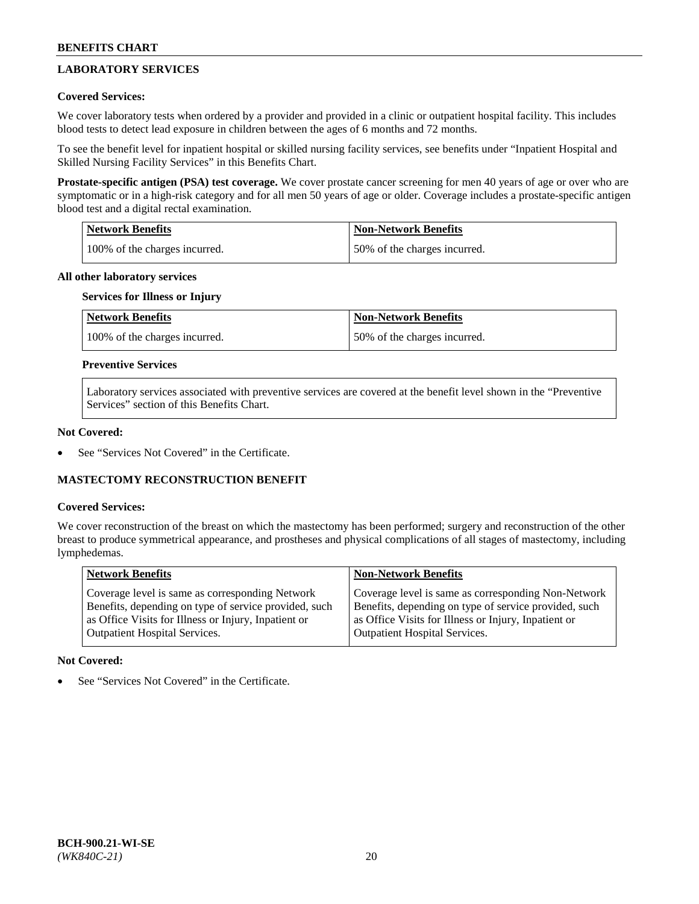## LABORATORY SERVICES

**Covered Services:**

We cover laboratory tests when ordered by a provider and provided in a clinic or outpatient hospital facility. This includes blood tests to detect lead exposure in children between the ages of 6 months and 72 months.

To see the benefit level for inpatient hospital or skilled nursing facility services, see benefits under "Inpatient Hospital and Skilled Nursing Facility Services" in this Benefits Chart.

**Prostate-specific antigen (PSA) test coverage.** We cover prostate cancer screening for men 40 years of age or over who are symptomatic or in a high-risk category and for all men 50 years of age or older. Coverage includes a prostate-specific antigen blood test and a digital rectal examination.

| Network Benefits | Non-Network Benefits |
|---|---|
| 100% of the charges incurred. | 50% of the charges incurred. |

**All other laboratory services**

**Services for Illness or Injury**

| Network Benefits | Non-Network Benefits |
|---|---|
| 100% of the charges incurred. | 50% of the charges incurred. |

**Preventive Services**

Laboratory services associated with preventive services are covered at the benefit level shown in the "Preventive Services" section of this Benefits Chart.

**Not Covered:**

- See "Services Not Covered" in the Certificate.

## MASTECTOMY RECONSTRUCTION BENEFIT

**Covered Services:**

We cover reconstruction of the breast on which the mastectomy has been performed; surgery and reconstruction of the other breast to produce symmetrical appearance, and prostheses and physical complications of all stages of mastectomy, including lymphedemas.

| Network Benefits | Non-Network Benefits |
|---|---|
| Coverage level is same as corresponding Network Benefits, depending on type of service provided, such as Office Visits for Illness or Injury, Inpatient or Outpatient Hospital Services. | Coverage level is same as corresponding Non-Network Benefits, depending on type of service provided, such as Office Visits for Illness or Injury, Inpatient or Outpatient Hospital Services. |

**Not Covered:**

- See "Services Not Covered" in the Certificate.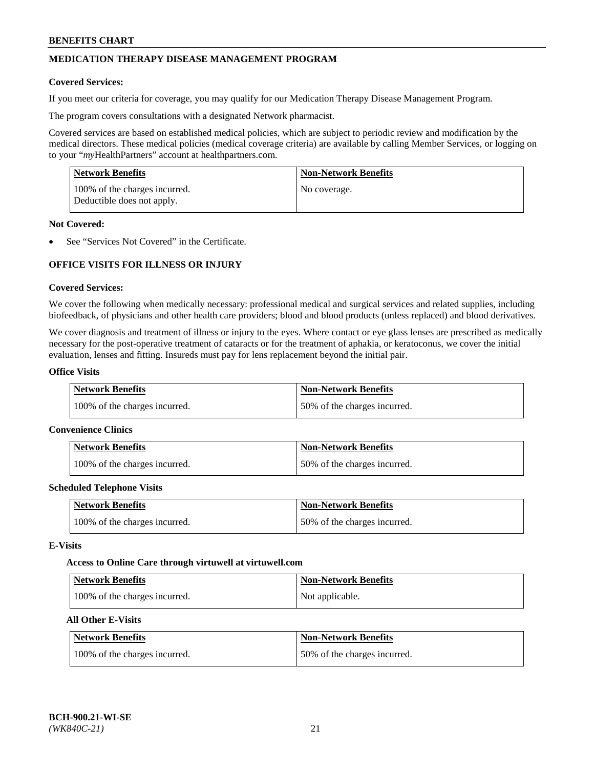## MEDICATION THERAPY DISEASE MANAGEMENT PROGRAM

**Covered Services:**

If you meet our criteria for coverage, you may qualify for our Medication Therapy Disease Management Program.

The program covers consultations with a designated Network pharmacist.

Covered services are based on established medical policies, which are subject to periodic review and modification by the medical directors. These medical policies (medical coverage criteria) are available by calling Member Services, or logging on to your "*my*HealthPartners" account at healthpartners.com.

| Network Benefits | Non-Network Benefits |
| --- | --- |
| 100% of the charges incurred. Deductible does not apply. | No coverage. |

**Not Covered:**

- See "Services Not Covered" in the Certificate.

## OFFICE VISITS FOR ILLNESS OR INJURY

**Covered Services:**

We cover the following when medically necessary: professional medical and surgical services and related supplies, including biofeedback, of physicians and other health care providers; blood and blood products (unless replaced) and blood derivatives.

We cover diagnosis and treatment of illness or injury to the eyes. Where contact or eye glass lenses are prescribed as medically necessary for the post-operative treatment of cataracts or for the treatment of aphakia, or keratoconus, we cover the initial evaluation, lenses and fitting. Insureds must pay for lens replacement beyond the initial pair.

**Office Visits**

| Network Benefits | Non-Network Benefits |
| --- | --- |
| 100% of the charges incurred. | 50% of the charges incurred. |

**Convenience Clinics**

| Network Benefits | Non-Network Benefits |
| --- | --- |
| 100% of the charges incurred. | 50% of the charges incurred. |

**Scheduled Telephone Visits**

| Network Benefits | Non-Network Benefits |
| --- | --- |
| 100% of the charges incurred. | 50% of the charges incurred. |

**E-Visits**

**Access to Online Care through virtuwell at virtuwell.com**

| Network Benefits | Non-Network Benefits |
| --- | --- |
| 100% of the charges incurred. | Not applicable. |

**All Other E-Visits**

| Network Benefits | Non-Network Benefits |
| --- | --- |
| 100% of the charges incurred. | 50% of the charges incurred. |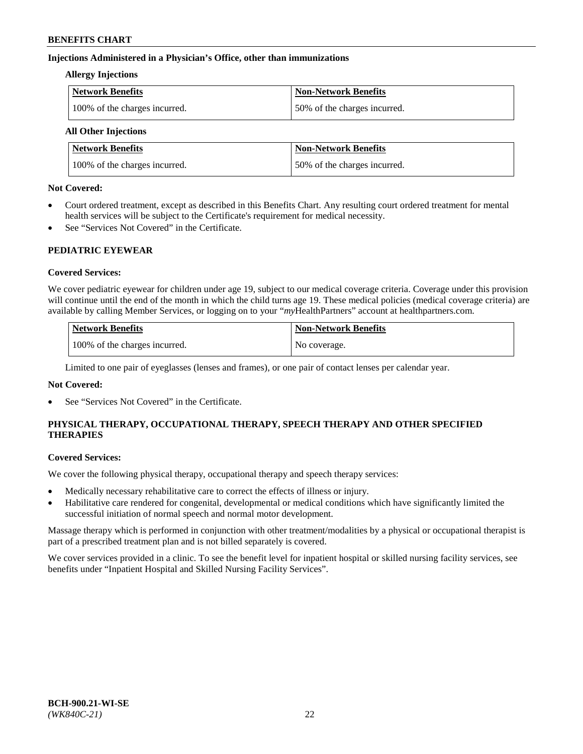### Injections Administered in a Physician's Office, other than immunizations

**Allergy Injections**

| Network Benefits | Non-Network Benefits |
|---|---|
| 100% of the charges incurred. | 50% of the charges incurred. |

**All Other Injections**

| Network Benefits | Non-Network Benefits |
|---|---|
| 100% of the charges incurred. | 50% of the charges incurred. |

**Not Covered:**

- Court ordered treatment, except as described in this Benefits Chart. Any resulting court ordered treatment for mental health services will be subject to the Certificate's requirement for medical necessity.
- See "Services Not Covered" in the Certificate.

## PEDIATRIC EYEWEAR

**Covered Services:**

We cover pediatric eyewear for children under age 19, subject to our medical coverage criteria. Coverage under this provision will continue until the end of the month in which the child turns age 19. These medical policies (medical coverage criteria) are available by calling Member Services, or logging on to your "*my*HealthPartners" account at healthpartners.com.

| Network Benefits | Non-Network Benefits |
|---|---|
| 100% of the charges incurred. | No coverage. |

Limited to one pair of eyeglasses (lenses and frames), or one pair of contact lenses per calendar year.

**Not Covered:**

- See "Services Not Covered" in the Certificate.

## PHYSICAL THERAPY, OCCUPATIONAL THERAPY, SPEECH THERAPY AND OTHER SPECIFIED THERAPIES

**Covered Services:**

We cover the following physical therapy, occupational therapy and speech therapy services:

- Medically necessary rehabilitative care to correct the effects of illness or injury.
- Habilitative care rendered for congenital, developmental or medical conditions which have significantly limited the successful initiation of normal speech and normal motor development.

Massage therapy which is performed in conjunction with other treatment/modalities by a physical or occupational therapist is part of a prescribed treatment plan and is not billed separately is covered.

We cover services provided in a clinic. To see the benefit level for inpatient hospital or skilled nursing facility services, see benefits under "Inpatient Hospital and Skilled Nursing Facility Services".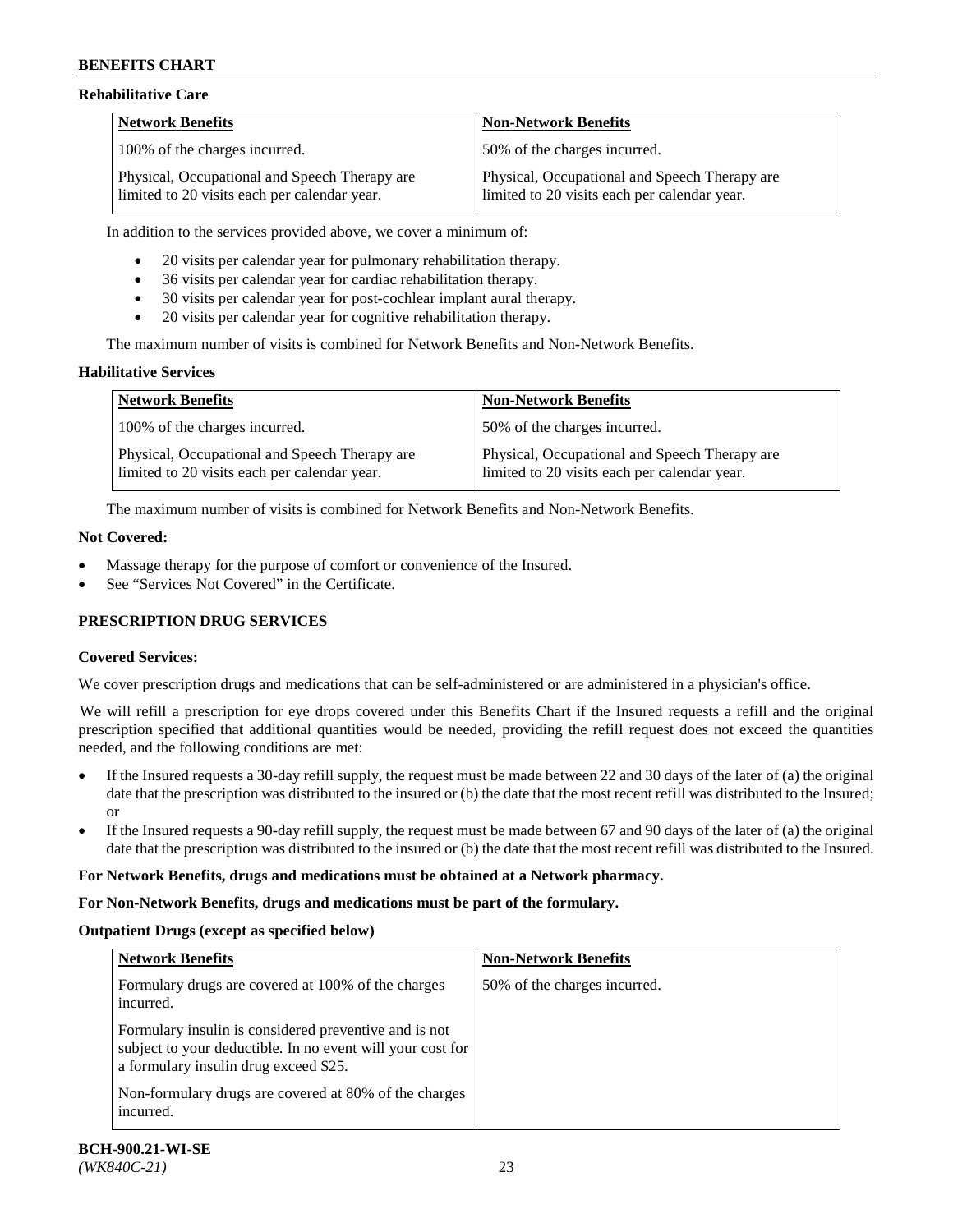### Rehabilitative Care

| Network Benefits | Non-Network Benefits |
|---|---|
| 100% of the charges incurred. | 50% of the charges incurred. |
| Physical, Occupational and Speech Therapy are limited to 20 visits each per calendar year. | Physical, Occupational and Speech Therapy are limited to 20 visits each per calendar year. |

In addition to the services provided above, we cover a minimum of:

- 20 visits per calendar year for pulmonary rehabilitation therapy.
- 36 visits per calendar year for cardiac rehabilitation therapy.
- 30 visits per calendar year for post-cochlear implant aural therapy.
- 20 visits per calendar year for cognitive rehabilitation therapy.

The maximum number of visits is combined for Network Benefits and Non-Network Benefits.

### Habilitative Services

| Network Benefits | Non-Network Benefits |
|---|---|
| 100% of the charges incurred. | 50% of the charges incurred. |
| Physical, Occupational and Speech Therapy are limited to 20 visits each per calendar year. | Physical, Occupational and Speech Therapy are limited to 20 visits each per calendar year. |

The maximum number of visits is combined for Network Benefits and Non-Network Benefits.

### Not Covered:

- Massage therapy for the purpose of comfort or convenience of the Insured.
- See "Services Not Covered" in the Certificate.

## PRESCRIPTION DRUG SERVICES

### Covered Services:

We cover prescription drugs and medications that can be self-administered or are administered in a physician's office.

We will refill a prescription for eye drops covered under this Benefits Chart if the Insured requests a refill and the original prescription specified that additional quantities would be needed, providing the refill request does not exceed the quantities needed, and the following conditions are met:

- If the Insured requests a 30-day refill supply, the request must be made between 22 and 30 days of the later of (a) the original date that the prescription was distributed to the insured or (b) the date that the most recent refill was distributed to the Insured; or
- If the Insured requests a 90-day refill supply, the request must be made between 67 and 90 days of the later of (a) the original date that the prescription was distributed to the insured or (b) the date that the most recent refill was distributed to the Insured.

**For Network Benefits, drugs and medications must be obtained at a Network pharmacy.**

**For Non-Network Benefits, drugs and medications must be part of the formulary.**

### Outpatient Drugs (except as specified below)

| Network Benefits | Non-Network Benefits |
|---|---|
| Formulary drugs are covered at 100% of the charges incurred. | 50% of the charges incurred. |
| Formulary insulin is considered preventive and is not subject to your deductible. In no event will your cost for a formulary insulin drug exceed $25. | |
| Non-formulary drugs are covered at 80% of the charges incurred. | |

BCH-900.21-WI-SE
*(WK840C-21)*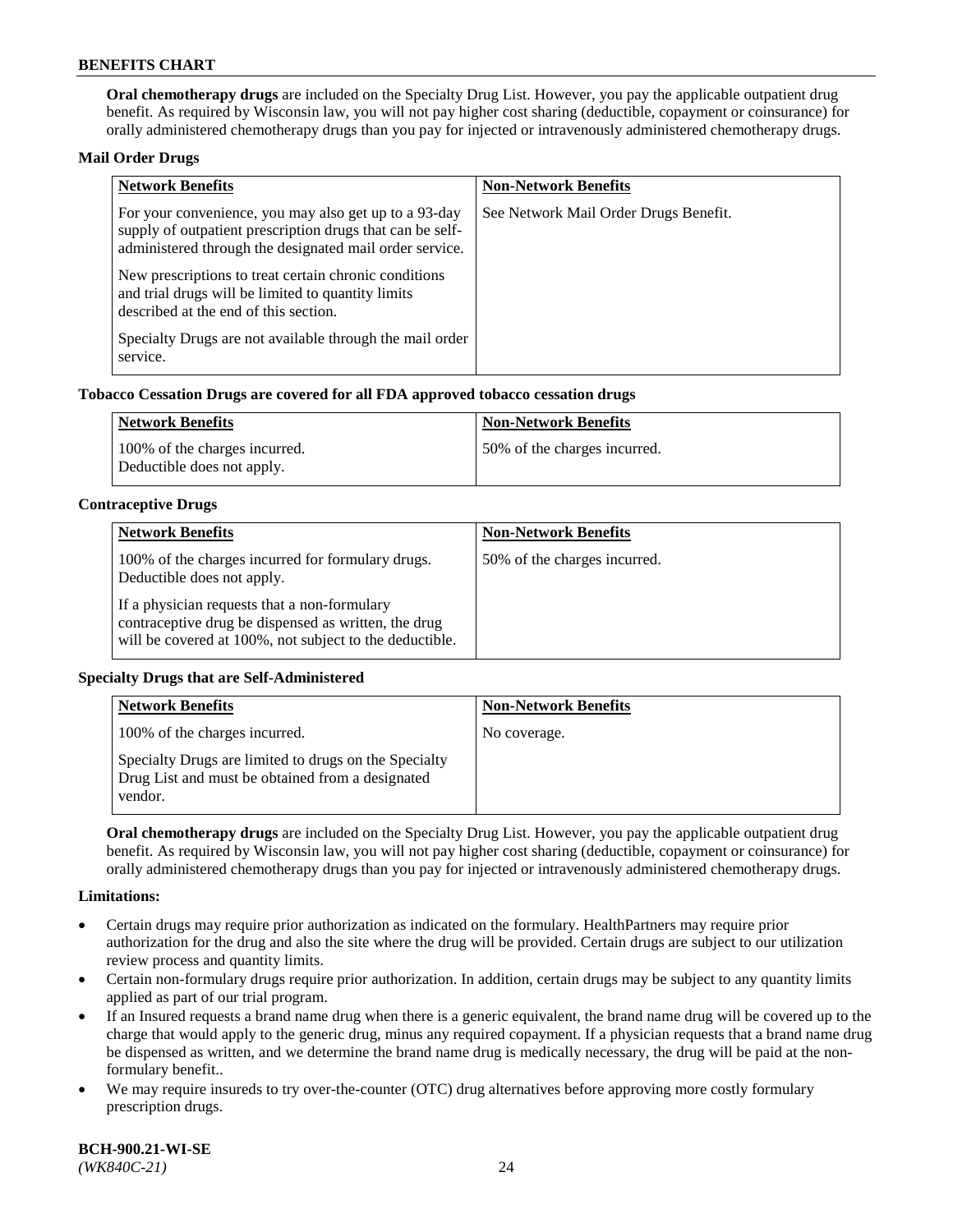**Oral chemotherapy drugs** are included on the Specialty Drug List. However, you pay the applicable outpatient drug benefit. As required by Wisconsin law, you will not pay higher cost sharing (deductible, copayment or coinsurance) for orally administered chemotherapy drugs than you pay for injected or intravenously administered chemotherapy drugs.

**Mail Order Drugs**

| Network Benefits | Non-Network Benefits |
|---|---|
| For your convenience, you may also get up to a 93-day supply of outpatient prescription drugs that can be self-administered through the designated mail order service.<br><br>New prescriptions to treat certain chronic conditions and trial drugs will be limited to quantity limits described at the end of this section.<br><br>Specialty Drugs are not available through the mail order service. | See Network Mail Order Drugs Benefit. |

**Tobacco Cessation Drugs are covered for all FDA approved tobacco cessation drugs**

| Network Benefits | Non-Network Benefits |
|---|---|
| 100% of the charges incurred.<br>Deductible does not apply. | 50% of the charges incurred. |

**Contraceptive Drugs**

| Network Benefits | Non-Network Benefits |
|---|---|
| 100% of the charges incurred for formulary drugs. Deductible does not apply.<br><br>If a physician requests that a non-formulary contraceptive drug be dispensed as written, the drug will be covered at 100%, not subject to the deductible. | 50% of the charges incurred. |

**Specialty Drugs that are Self-Administered**

| Network Benefits | Non-Network Benefits |
|---|---|
| 100% of the charges incurred.<br><br>Specialty Drugs are limited to drugs on the Specialty Drug List and must be obtained from a designated vendor. | No coverage. |

**Oral chemotherapy drugs** are included on the Specialty Drug List. However, you pay the applicable outpatient drug benefit. As required by Wisconsin law, you will not pay higher cost sharing (deductible, copayment or coinsurance) for orally administered chemotherapy drugs than you pay for injected or intravenously administered chemotherapy drugs.

**Limitations:**

- Certain drugs may require prior authorization as indicated on the formulary. HealthPartners may require prior authorization for the drug and also the site where the drug will be provided. Certain drugs are subject to our utilization review process and quantity limits.
- Certain non-formulary drugs require prior authorization. In addition, certain drugs may be subject to any quantity limits applied as part of our trial program.
- If an Insured requests a brand name drug when there is a generic equivalent, the brand name drug will be covered up to the charge that would apply to the generic drug, minus any required copayment. If a physician requests that a brand name drug be dispensed as written, and we determine the brand name drug is medically necessary, the drug will be paid at the non-formulary benefit..
- We may require insureds to try over-the-counter (OTC) drug alternatives before approving more costly formulary prescription drugs.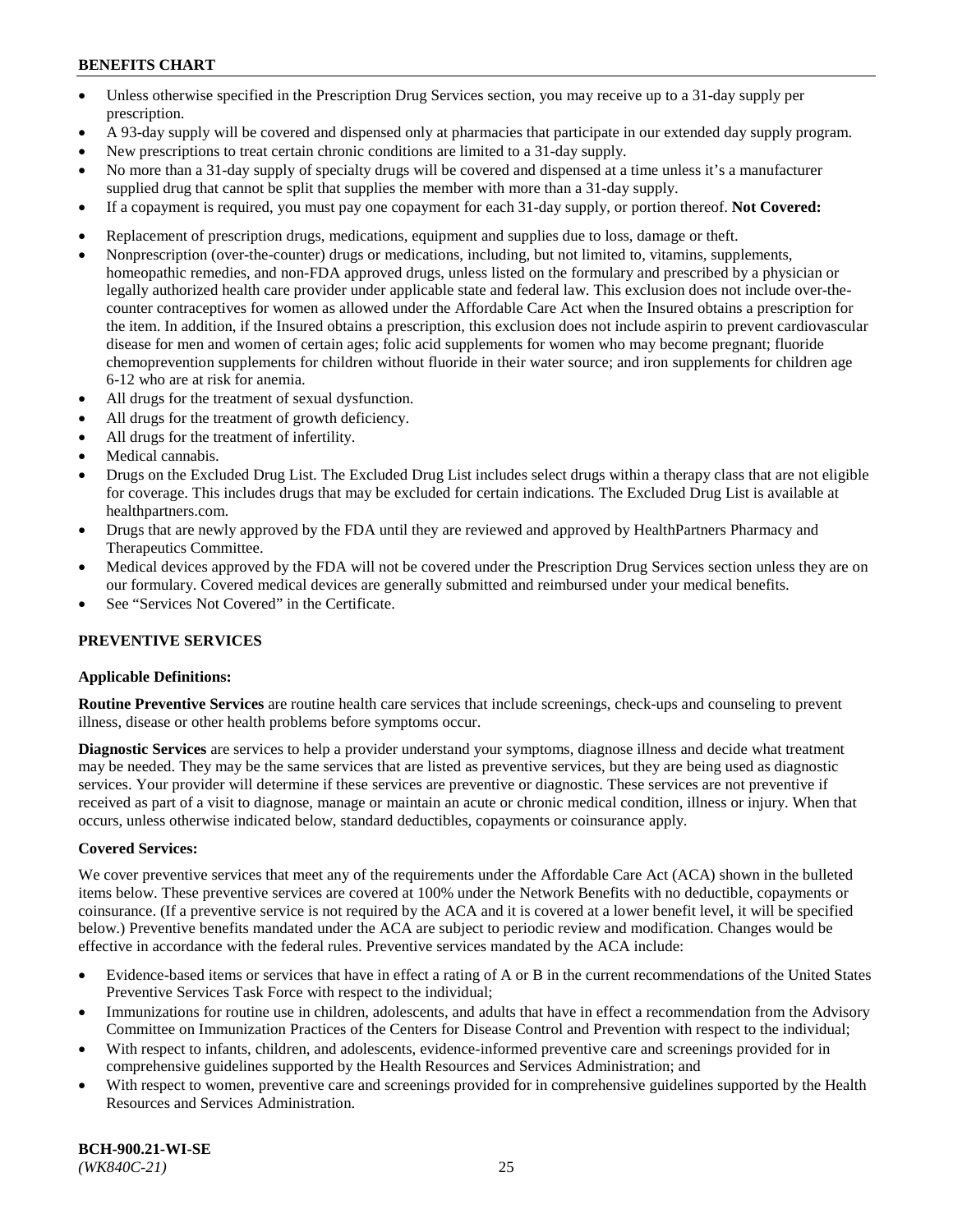- Unless otherwise specified in the Prescription Drug Services section, you may receive up to a 31-day supply per prescription.
- A 93-day supply will be covered and dispensed only at pharmacies that participate in our extended day supply program.
- New prescriptions to treat certain chronic conditions are limited to a 31-day supply.
- No more than a 31-day supply of specialty drugs will be covered and dispensed at a time unless it's a manufacturer supplied drug that cannot be split that supplies the member with more than a 31-day supply.
- If a copayment is required, you must pay one copayment for each 31-day supply, or portion thereof. **Not Covered:**
- Replacement of prescription drugs, medications, equipment and supplies due to loss, damage or theft.
- Nonprescription (over-the-counter) drugs or medications, including, but not limited to, vitamins, supplements, homeopathic remedies, and non-FDA approved drugs, unless listed on the formulary and prescribed by a physician or legally authorized health care provider under applicable state and federal law. This exclusion does not include over-the-counter contraceptives for women as allowed under the Affordable Care Act when the Insured obtains a prescription for the item. In addition, if the Insured obtains a prescription, this exclusion does not include aspirin to prevent cardiovascular disease for men and women of certain ages; folic acid supplements for women who may become pregnant; fluoride chemoprevention supplements for children without fluoride in their water source; and iron supplements for children age 6-12 who are at risk for anemia.
- All drugs for the treatment of sexual dysfunction.
- All drugs for the treatment of growth deficiency.
- All drugs for the treatment of infertility.
- Medical cannabis.
- Drugs on the Excluded Drug List. The Excluded Drug List includes select drugs within a therapy class that are not eligible for coverage. This includes drugs that may be excluded for certain indications. The Excluded Drug List is available at healthpartners.com.
- Drugs that are newly approved by the FDA until they are reviewed and approved by HealthPartners Pharmacy and Therapeutics Committee.
- Medical devices approved by the FDA will not be covered under the Prescription Drug Services section unless they are on our formulary. Covered medical devices are generally submitted and reimbursed under your medical benefits.
- See "Services Not Covered" in the Certificate.

## PREVENTIVE SERVICES

### Applicable Definitions:

**Routine Preventive Services** are routine health care services that include screenings, check-ups and counseling to prevent illness, disease or other health problems before symptoms occur.

**Diagnostic Services** are services to help a provider understand your symptoms, diagnose illness and decide what treatment may be needed. They may be the same services that are listed as preventive services, but they are being used as diagnostic services. Your provider will determine if these services are preventive or diagnostic. These services are not preventive if received as part of a visit to diagnose, manage or maintain an acute or chronic medical condition, illness or injury. When that occurs, unless otherwise indicated below, standard deductibles, copayments or coinsurance apply.

### Covered Services:

We cover preventive services that meet any of the requirements under the Affordable Care Act (ACA) shown in the bulleted items below. These preventive services are covered at 100% under the Network Benefits with no deductible, copayments or coinsurance. (If a preventive service is not required by the ACA and it is covered at a lower benefit level, it will be specified below.) Preventive benefits mandated under the ACA are subject to periodic review and modification. Changes would be effective in accordance with the federal rules. Preventive services mandated by the ACA include:

- Evidence-based items or services that have in effect a rating of A or B in the current recommendations of the United States Preventive Services Task Force with respect to the individual;
- Immunizations for routine use in children, adolescents, and adults that have in effect a recommendation from the Advisory Committee on Immunization Practices of the Centers for Disease Control and Prevention with respect to the individual;
- With respect to infants, children, and adolescents, evidence-informed preventive care and screenings provided for in comprehensive guidelines supported by the Health Resources and Services Administration; and
- With respect to women, preventive care and screenings provided for in comprehensive guidelines supported by the Health Resources and Services Administration.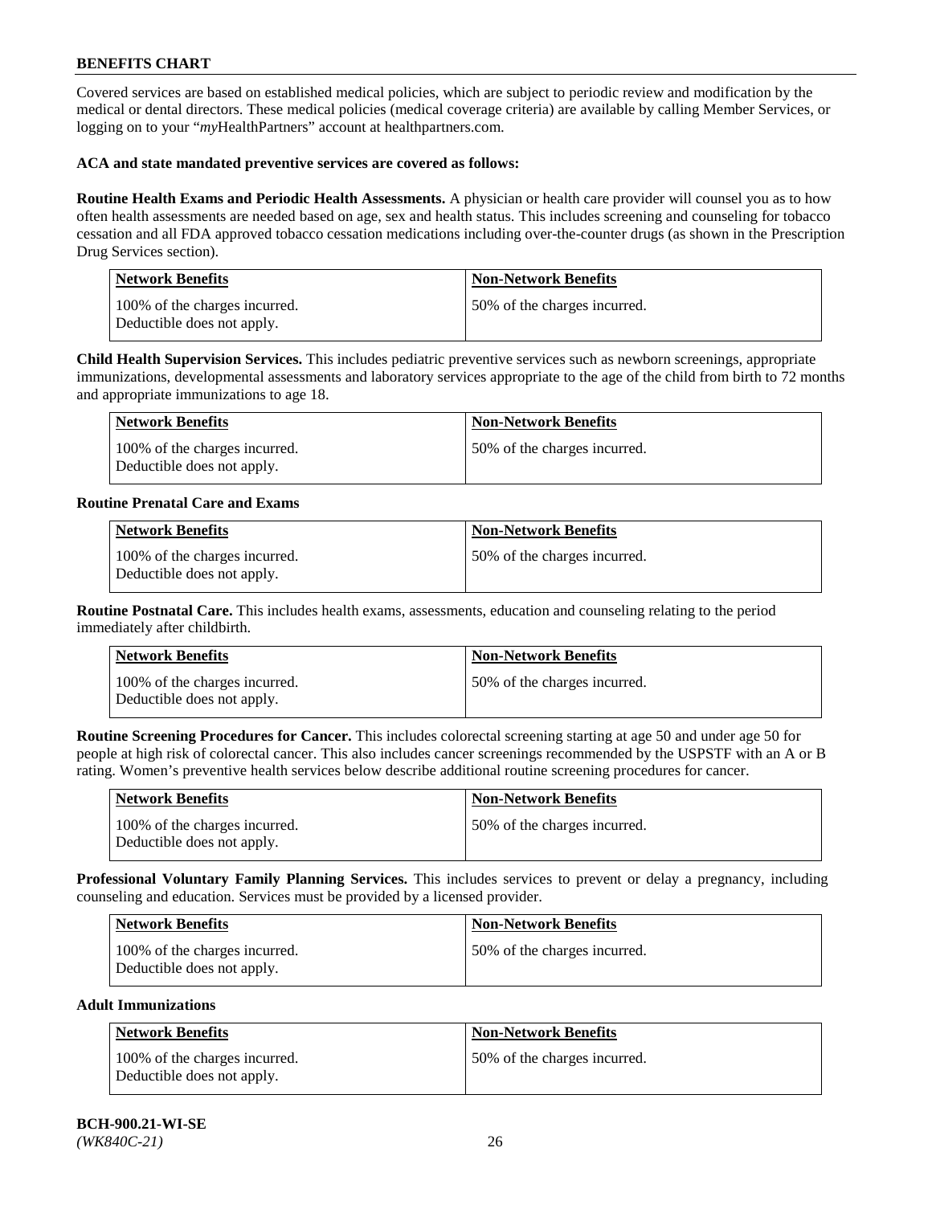Covered services are based on established medical policies, which are subject to periodic review and modification by the medical or dental directors. These medical policies (medical coverage criteria) are available by calling Member Services, or logging on to your "*my*HealthPartners" account at healthpartners.com.

**ACA and state mandated preventive services are covered as follows:**

**Routine Health Exams and Periodic Health Assessments.** A physician or health care provider will counsel you as to how often health assessments are needed based on age, sex and health status. This includes screening and counseling for tobacco cessation and all FDA approved tobacco cessation medications including over-the-counter drugs (as shown in the Prescription Drug Services section).

| Network Benefits | Non-Network Benefits |
|---|---|
| 100% of the charges incurred. Deductible does not apply. | 50% of the charges incurred. |

**Child Health Supervision Services.** This includes pediatric preventive services such as newborn screenings, appropriate immunizations, developmental assessments and laboratory services appropriate to the age of the child from birth to 72 months and appropriate immunizations to age 18.

| Network Benefits | Non-Network Benefits |
|---|---|
| 100% of the charges incurred. Deductible does not apply. | 50% of the charges incurred. |

**Routine Prenatal Care and Exams**

| Network Benefits | Non-Network Benefits |
|---|---|
| 100% of the charges incurred. Deductible does not apply. | 50% of the charges incurred. |

**Routine Postnatal Care.** This includes health exams, assessments, education and counseling relating to the period immediately after childbirth.

| Network Benefits | Non-Network Benefits |
|---|---|
| 100% of the charges incurred. Deductible does not apply. | 50% of the charges incurred. |

**Routine Screening Procedures for Cancer.** This includes colorectal screening starting at age 50 and under age 50 for people at high risk of colorectal cancer. This also includes cancer screenings recommended by the USPSTF with an A or B rating. Women's preventive health services below describe additional routine screening procedures for cancer.

| Network Benefits | Non-Network Benefits |
|---|---|
| 100% of the charges incurred. Deductible does not apply. | 50% of the charges incurred. |

**Professional Voluntary Family Planning Services.** This includes services to prevent or delay a pregnancy, including counseling and education. Services must be provided by a licensed provider.

| Network Benefits | Non-Network Benefits |
|---|---|
| 100% of the charges incurred. Deductible does not apply. | 50% of the charges incurred. |

**Adult Immunizations**

| Network Benefits | Non-Network Benefits |
|---|---|
| 100% of the charges incurred. Deductible does not apply. | 50% of the charges incurred. |

**BCH-900.21-WI-SE**
*(WK840C-21)*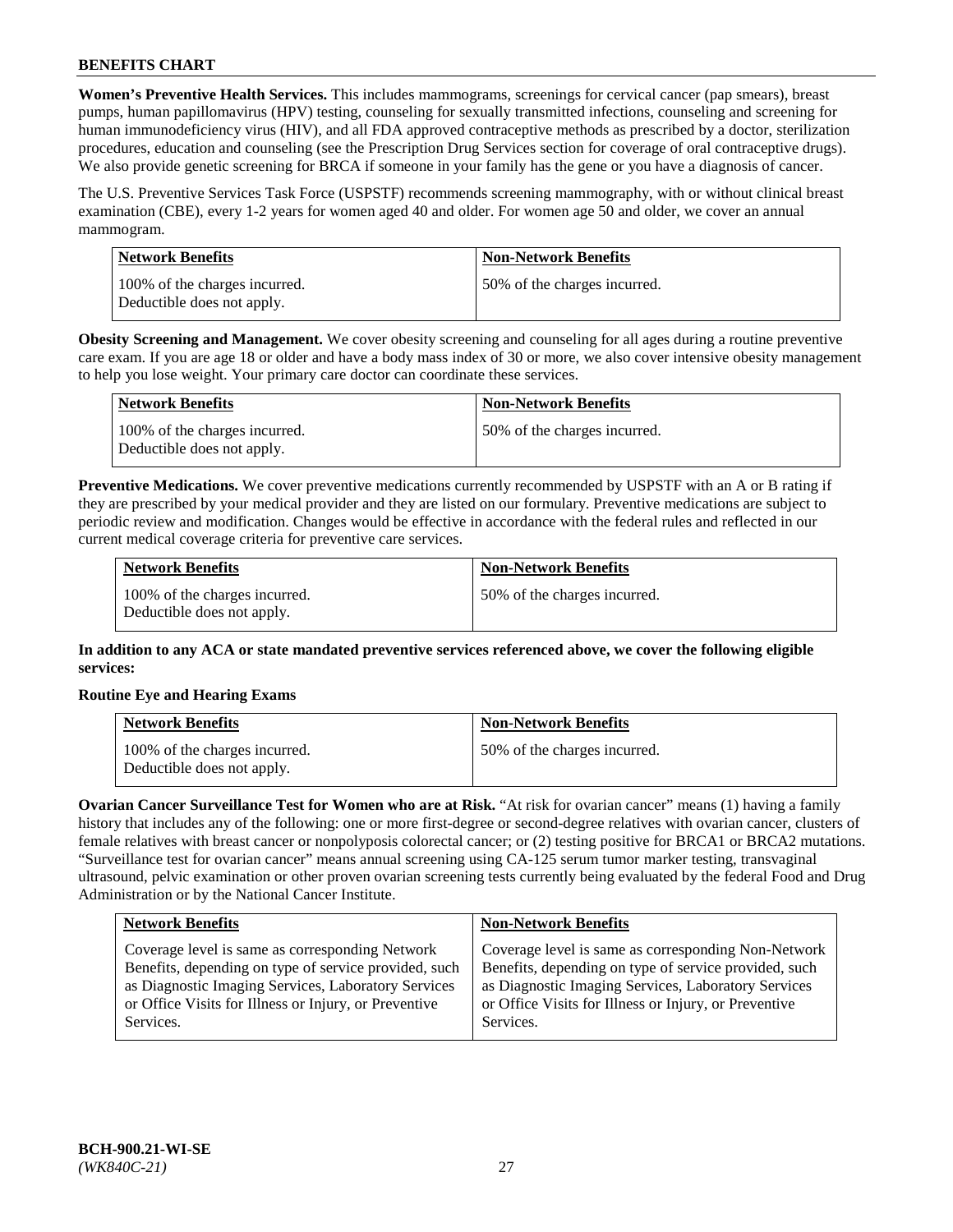**Women's Preventive Health Services.** This includes mammograms, screenings for cervical cancer (pap smears), breast pumps, human papillomavirus (HPV) testing, counseling for sexually transmitted infections, counseling and screening for human immunodeficiency virus (HIV), and all FDA approved contraceptive methods as prescribed by a doctor, sterilization procedures, education and counseling (see the Prescription Drug Services section for coverage of oral contraceptive drugs). We also provide genetic screening for BRCA if someone in your family has the gene or you have a diagnosis of cancer.

The U.S. Preventive Services Task Force (USPSTF) recommends screening mammography, with or without clinical breast examination (CBE), every 1-2 years for women aged 40 and older. For women age 50 and older, we cover an annual mammogram.

| Network Benefits | Non-Network Benefits |
|---|---|
| 100% of the charges incurred. Deductible does not apply. | 50% of the charges incurred. |

**Obesity Screening and Management.** We cover obesity screening and counseling for all ages during a routine preventive care exam. If you are age 18 or older and have a body mass index of 30 or more, we also cover intensive obesity management to help you lose weight. Your primary care doctor can coordinate these services.

| Network Benefits | Non-Network Benefits |
|---|---|
| 100% of the charges incurred. Deductible does not apply. | 50% of the charges incurred. |

**Preventive Medications.** We cover preventive medications currently recommended by USPSTF with an A or B rating if they are prescribed by your medical provider and they are listed on our formulary. Preventive medications are subject to periodic review and modification. Changes would be effective in accordance with the federal rules and reflected in our current medical coverage criteria for preventive care services.

| Network Benefits | Non-Network Benefits |
|---|---|
| 100% of the charges incurred. Deductible does not apply. | 50% of the charges incurred. |

**In addition to any ACA or state mandated preventive services referenced above, we cover the following eligible services:**

**Routine Eye and Hearing Exams**

| Network Benefits | Non-Network Benefits |
|---|---|
| 100% of the charges incurred. Deductible does not apply. | 50% of the charges incurred. |

**Ovarian Cancer Surveillance Test for Women who are at Risk.** "At risk for ovarian cancer" means (1) having a family history that includes any of the following: one or more first-degree or second-degree relatives with ovarian cancer, clusters of female relatives with breast cancer or nonpolyposis colorectal cancer; or (2) testing positive for BRCA1 or BRCA2 mutations. "Surveillance test for ovarian cancer" means annual screening using CA-125 serum tumor marker testing, transvaginal ultrasound, pelvic examination or other proven ovarian screening tests currently being evaluated by the federal Food and Drug Administration or by the National Cancer Institute.

| Network Benefits | Non-Network Benefits |
|---|---|
| Coverage level is same as corresponding Network Benefits, depending on type of service provided, such as Diagnostic Imaging Services, Laboratory Services or Office Visits for Illness or Injury, or Preventive Services. | Coverage level is same as corresponding Non-Network Benefits, depending on type of service provided, such as Diagnostic Imaging Services, Laboratory Services or Office Visits for Illness or Injury, or Preventive Services. |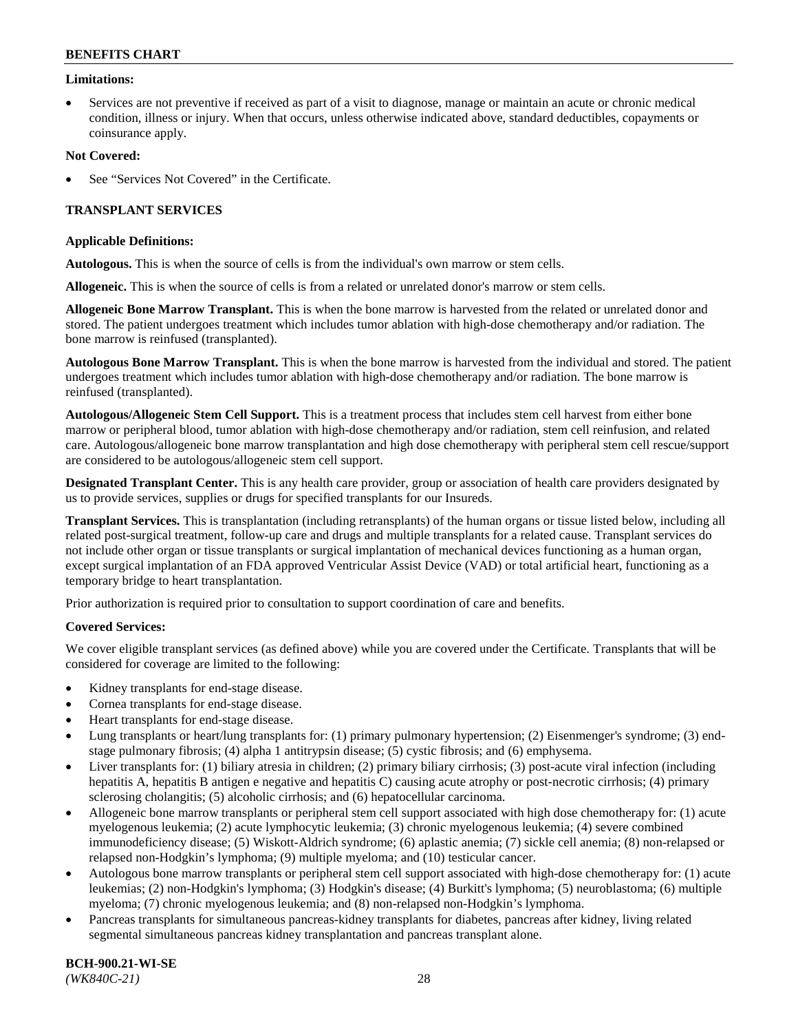**Limitations:**

- Services are not preventive if received as part of a visit to diagnose, manage or maintain an acute or chronic medical condition, illness or injury. When that occurs, unless otherwise indicated above, standard deductibles, copayments or coinsurance apply.

**Not Covered:**

- See "Services Not Covered" in the Certificate.

## TRANSPLANT SERVICES

**Applicable Definitions:**

**Autologous.** This is when the source of cells is from the individual's own marrow or stem cells.

**Allogeneic.** This is when the source of cells is from a related or unrelated donor's marrow or stem cells.

**Allogeneic Bone Marrow Transplant.** This is when the bone marrow is harvested from the related or unrelated donor and stored. The patient undergoes treatment which includes tumor ablation with high-dose chemotherapy and/or radiation. The bone marrow is reinfused (transplanted).

**Autologous Bone Marrow Transplant.** This is when the bone marrow is harvested from the individual and stored. The patient undergoes treatment which includes tumor ablation with high-dose chemotherapy and/or radiation. The bone marrow is reinfused (transplanted).

**Autologous/Allogeneic Stem Cell Support.** This is a treatment process that includes stem cell harvest from either bone marrow or peripheral blood, tumor ablation with high-dose chemotherapy and/or radiation, stem cell reinfusion, and related care. Autologous/allogeneic bone marrow transplantation and high dose chemotherapy with peripheral stem cell rescue/support are considered to be autologous/allogeneic stem cell support.

**Designated Transplant Center.** This is any health care provider, group or association of health care providers designated by us to provide services, supplies or drugs for specified transplants for our Insureds.

**Transplant Services.** This is transplantation (including retransplants) of the human organs or tissue listed below, including all related post-surgical treatment, follow-up care and drugs and multiple transplants for a related cause. Transplant services do not include other organ or tissue transplants or surgical implantation of mechanical devices functioning as a human organ, except surgical implantation of an FDA approved Ventricular Assist Device (VAD) or total artificial heart, functioning as a temporary bridge to heart transplantation.

Prior authorization is required prior to consultation to support coordination of care and benefits.

**Covered Services:**

We cover eligible transplant services (as defined above) while you are covered under the Certificate. Transplants that will be considered for coverage are limited to the following:

- Kidney transplants for end-stage disease.
- Cornea transplants for end-stage disease.
- Heart transplants for end-stage disease.
- Lung transplants or heart/lung transplants for: (1) primary pulmonary hypertension; (2) Eisenmenger's syndrome; (3) end-stage pulmonary fibrosis; (4) alpha 1 antitrypsin disease; (5) cystic fibrosis; and (6) emphysema.
- Liver transplants for: (1) biliary atresia in children; (2) primary biliary cirrhosis; (3) post-acute viral infection (including hepatitis A, hepatitis B antigen e negative and hepatitis C) causing acute atrophy or post-necrotic cirrhosis; (4) primary sclerosing cholangitis; (5) alcoholic cirrhosis; and (6) hepatocellular carcinoma.
- Allogeneic bone marrow transplants or peripheral stem cell support associated with high dose chemotherapy for: (1) acute myelogenous leukemia; (2) acute lymphocytic leukemia; (3) chronic myelogenous leukemia; (4) severe combined immunodeficiency disease; (5) Wiskott-Aldrich syndrome; (6) aplastic anemia; (7) sickle cell anemia; (8) non-relapsed or relapsed non-Hodgkin's lymphoma; (9) multiple myeloma; and (10) testicular cancer.
- Autologous bone marrow transplants or peripheral stem cell support associated with high-dose chemotherapy for: (1) acute leukemias; (2) non-Hodgkin's lymphoma; (3) Hodgkin's disease; (4) Burkitt's lymphoma; (5) neuroblastoma; (6) multiple myeloma; (7) chronic myelogenous leukemia; and (8) non-relapsed non-Hodgkin's lymphoma.
- Pancreas transplants for simultaneous pancreas-kidney transplants for diabetes, pancreas after kidney, living related segmental simultaneous pancreas kidney transplantation and pancreas transplant alone.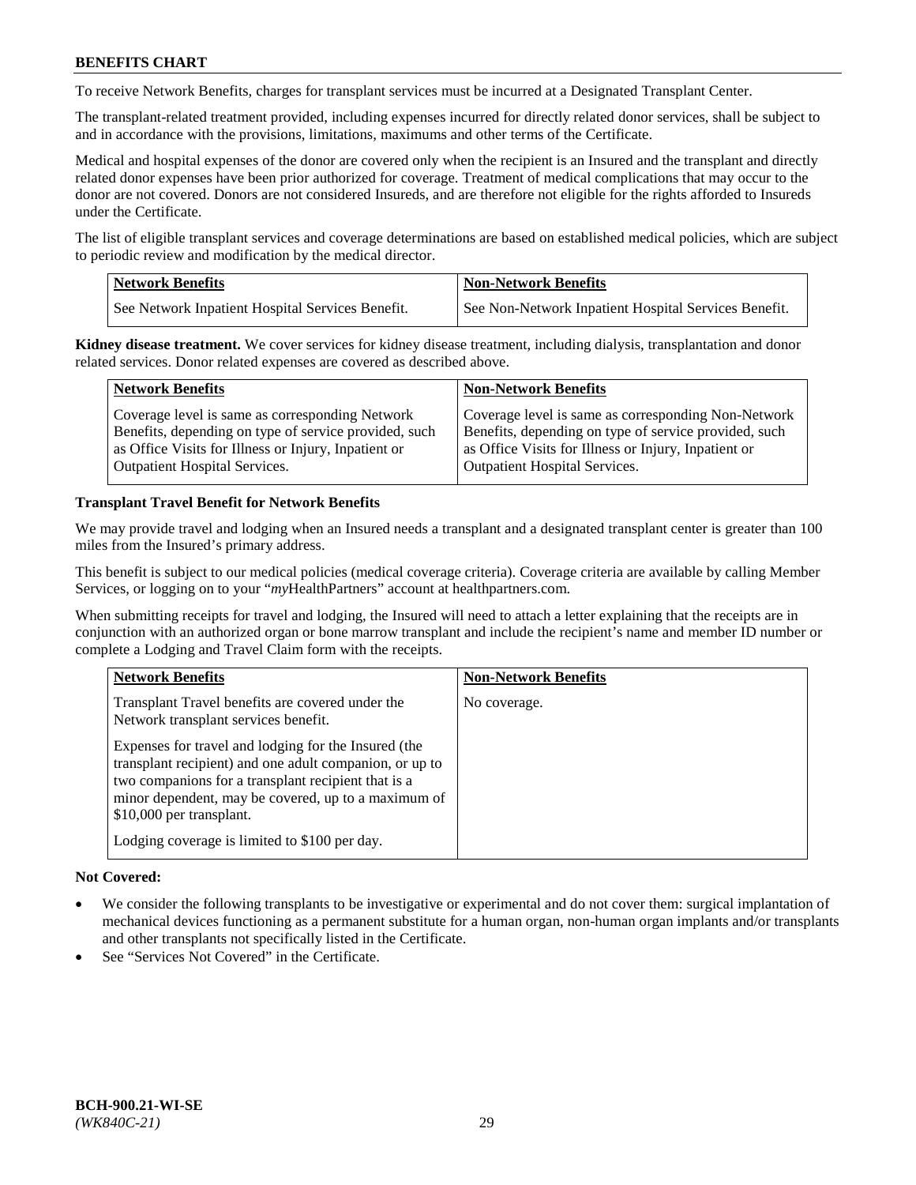To receive Network Benefits, charges for transplant services must be incurred at a Designated Transplant Center.

The transplant-related treatment provided, including expenses incurred for directly related donor services, shall be subject to and in accordance with the provisions, limitations, maximums and other terms of the Certificate.

Medical and hospital expenses of the donor are covered only when the recipient is an Insured and the transplant and directly related donor expenses have been prior authorized for coverage. Treatment of medical complications that may occur to the donor are not covered. Donors are not considered Insureds, and are therefore not eligible for the rights afforded to Insureds under the Certificate.

The list of eligible transplant services and coverage determinations are based on established medical policies, which are subject to periodic review and modification by the medical director.

| Network Benefits | Non-Network Benefits |
|---|---|
| See Network Inpatient Hospital Services Benefit. | See Non-Network Inpatient Hospital Services Benefit. |

**Kidney disease treatment.** We cover services for kidney disease treatment, including dialysis, transplantation and donor related services. Donor related expenses are covered as described above.

| Network Benefits | Non-Network Benefits |
|---|---|
| Coverage level is same as corresponding Network Benefits, depending on type of service provided, such as Office Visits for Illness or Injury, Inpatient or Outpatient Hospital Services. | Coverage level is same as corresponding Non-Network Benefits, depending on type of service provided, such as Office Visits for Illness or Injury, Inpatient or Outpatient Hospital Services. |

**Transplant Travel Benefit for Network Benefits**

We may provide travel and lodging when an Insured needs a transplant and a designated transplant center is greater than 100 miles from the Insured's primary address.

This benefit is subject to our medical policies (medical coverage criteria). Coverage criteria are available by calling Member Services, or logging on to your "*my*HealthPartners" account at healthpartners.com.

When submitting receipts for travel and lodging, the Insured will need to attach a letter explaining that the receipts are in conjunction with an authorized organ or bone marrow transplant and include the recipient's name and member ID number or complete a Lodging and Travel Claim form with the receipts.

| Network Benefits | Non-Network Benefits |
|---|---|
| Transplant Travel benefits are covered under the Network transplant services benefit.<br><br>Expenses for travel and lodging for the Insured (the transplant recipient) and one adult companion, or up to two companions for a transplant recipient that is a minor dependent, may be covered, up to a maximum of $10,000 per transplant.<br><br>Lodging coverage is limited to $100 per day. | No coverage. |

**Not Covered:**

- We consider the following transplants to be investigative or experimental and do not cover them: surgical implantation of mechanical devices functioning as a permanent substitute for a human organ, non-human organ implants and/or transplants and other transplants not specifically listed in the Certificate.
- See "Services Not Covered" in the Certificate.